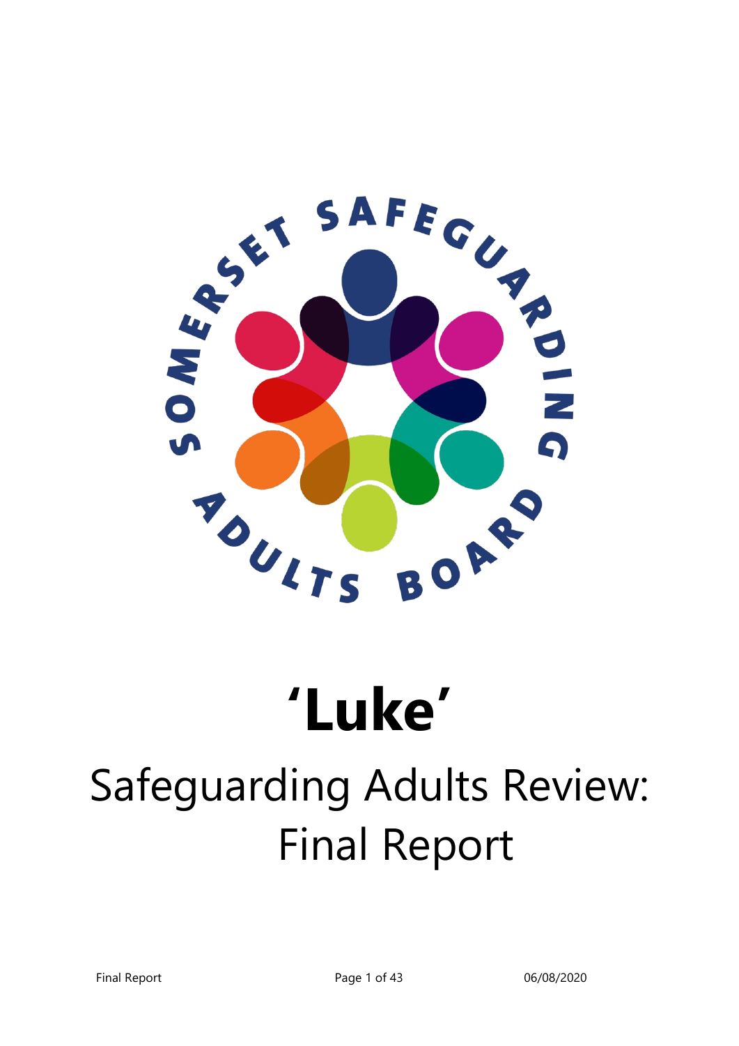# 'Luke'

## Safeguarding Adults Review: Final Report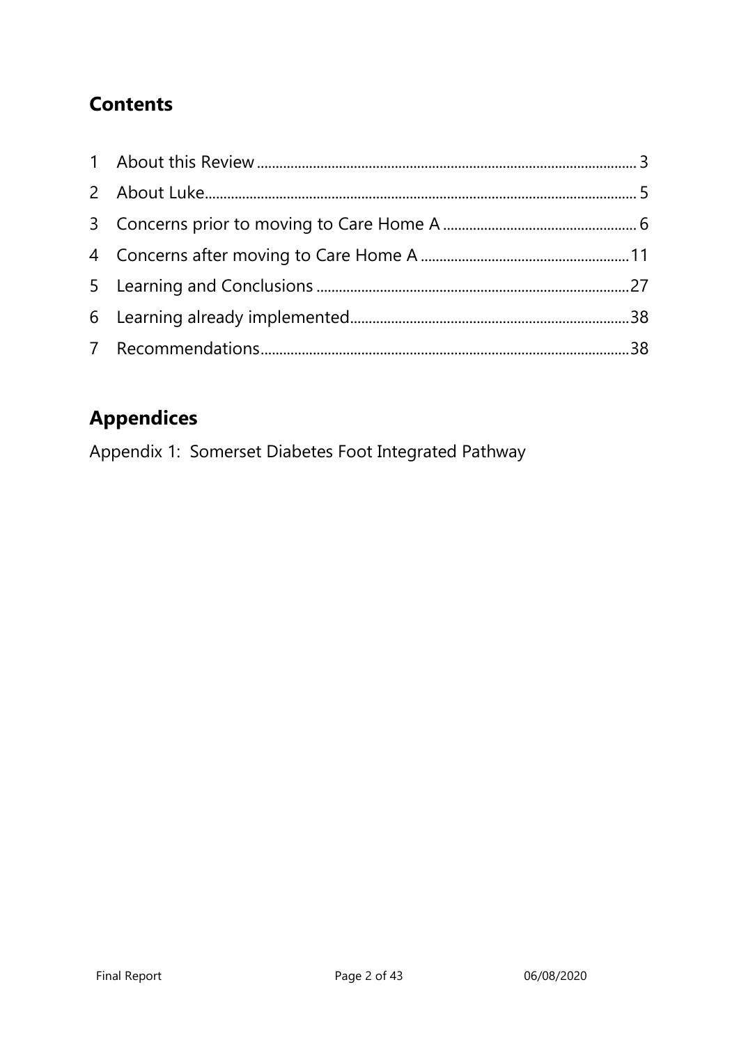## Contents

| | | |
|---|---|---|
| 1 | About this Review | 3 |
| 2 | About Luke | 5 |
| 3 | Concerns prior to moving to Care Home A | 6 |
| 4 | Concerns after moving to Care Home A | 11 |
| 5 | Learning and Conclusions | 27 |
| 6 | Learning already implemented | 38 |
| 7 | Recommendations | 38 |

## Appendices

Appendix 1: Somerset Diabetes Foot Integrated Pathway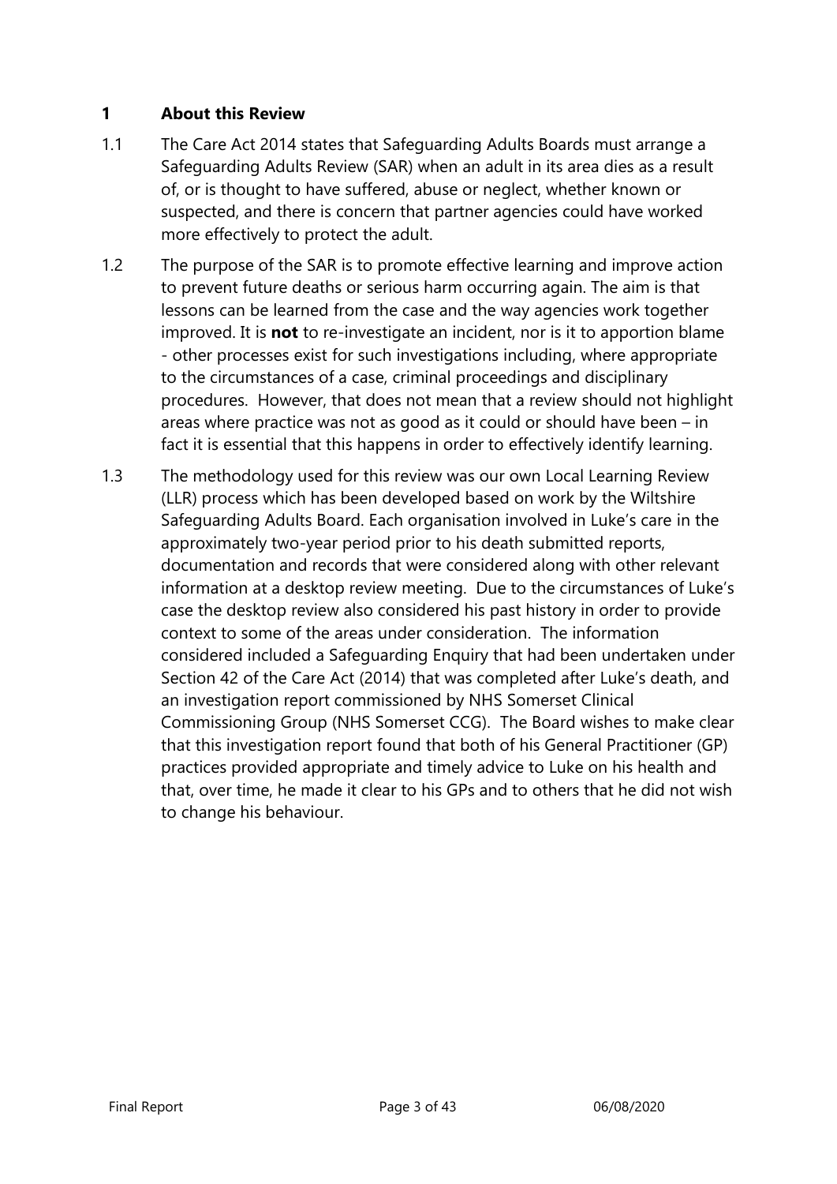## 1 About this Review

1.1 The Care Act 2014 states that Safeguarding Adults Boards must arrange a Safeguarding Adults Review (SAR) when an adult in its area dies as a result of, or is thought to have suffered, abuse or neglect, whether known or suspected, and there is concern that partner agencies could have worked more effectively to protect the adult.

1.2 The purpose of the SAR is to promote effective learning and improve action to prevent future deaths or serious harm occurring again. The aim is that lessons can be learned from the case and the way agencies work together improved. It is **not** to re-investigate an incident, nor is it to apportion blame - other processes exist for such investigations including, where appropriate to the circumstances of a case, criminal proceedings and disciplinary procedures. However, that does not mean that a review should not highlight areas where practice was not as good as it could or should have been – in fact it is essential that this happens in order to effectively identify learning.

1.3 The methodology used for this review was our own Local Learning Review (LLR) process which has been developed based on work by the Wiltshire Safeguarding Adults Board. Each organisation involved in Luke's care in the approximately two-year period prior to his death submitted reports, documentation and records that were considered along with other relevant information at a desktop review meeting. Due to the circumstances of Luke's case the desktop review also considered his past history in order to provide context to some of the areas under consideration. The information considered included a Safeguarding Enquiry that had been undertaken under Section 42 of the Care Act (2014) that was completed after Luke's death, and an investigation report commissioned by NHS Somerset Clinical Commissioning Group (NHS Somerset CCG). The Board wishes to make clear that this investigation report found that both of his General Practitioner (GP) practices provided appropriate and timely advice to Luke on his health and that, over time, he made it clear to his GPs and to others that he did not wish to change his behaviour.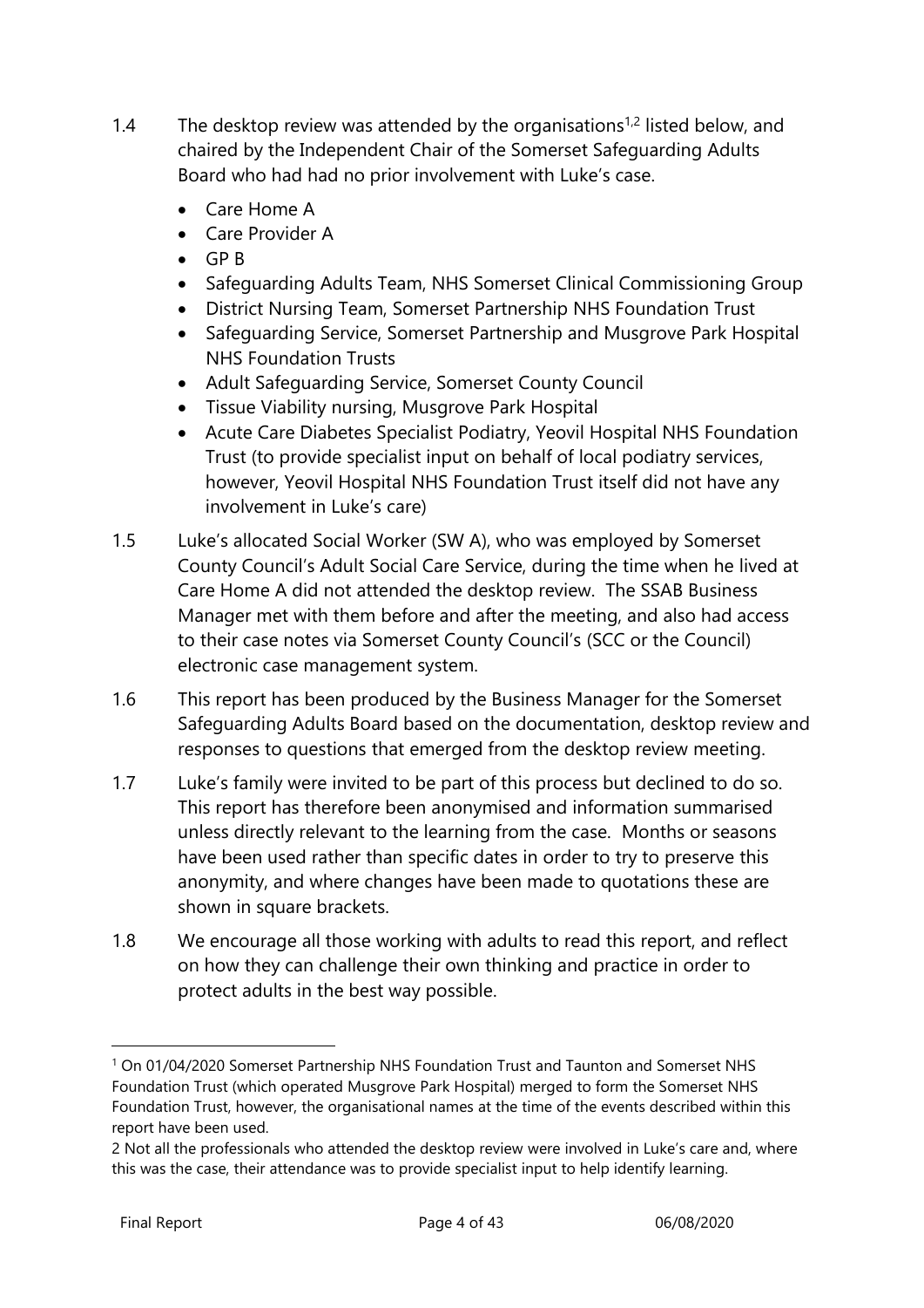1.4 The desktop review was attended by the organisations[1,2] listed below, and chaired by the Independent Chair of the Somerset Safeguarding Adults Board who had had no prior involvement with Luke's case.

- Care Home A
- Care Provider A
- GP B
- Safeguarding Adults Team, NHS Somerset Clinical Commissioning Group
- District Nursing Team, Somerset Partnership NHS Foundation Trust
- Safeguarding Service, Somerset Partnership and Musgrove Park Hospital NHS Foundation Trusts
- Adult Safeguarding Service, Somerset County Council
- Tissue Viability nursing, Musgrove Park Hospital
- Acute Care Diabetes Specialist Podiatry, Yeovil Hospital NHS Foundation Trust (to provide specialist input on behalf of local podiatry services, however, Yeovil Hospital NHS Foundation Trust itself did not have any involvement in Luke's care)

1.5 Luke's allocated Social Worker (SW A), who was employed by Somerset County Council's Adult Social Care Service, during the time when he lived at Care Home A did not attended the desktop review. The SSAB Business Manager met with them before and after the meeting, and also had access to their case notes via Somerset County Council's (SCC or the Council) electronic case management system.

1.6 This report has been produced by the Business Manager for the Somerset Safeguarding Adults Board based on the documentation, desktop review and responses to questions that emerged from the desktop review meeting.

1.7 Luke's family were invited to be part of this process but declined to do so. This report has therefore been anonymised and information summarised unless directly relevant to the learning from the case. Months or seasons have been used rather than specific dates in order to try to preserve this anonymity, and where changes have been made to quotations these are shown in square brackets.

1.8 We encourage all those working with adults to read this report, and reflect on how they can challenge their own thinking and practice in order to protect adults in the best way possible.

---

[1] On 01/04/2020 Somerset Partnership NHS Foundation Trust and Taunton and Somerset NHS Foundation Trust (which operated Musgrove Park Hospital) merged to form the Somerset NHS Foundation Trust, however, the organisational names at the time of the events described within this report have been used.

[2] Not all the professionals who attended the desktop review were involved in Luke's care and, where this was the case, their attendance was to provide specialist input to help identify learning.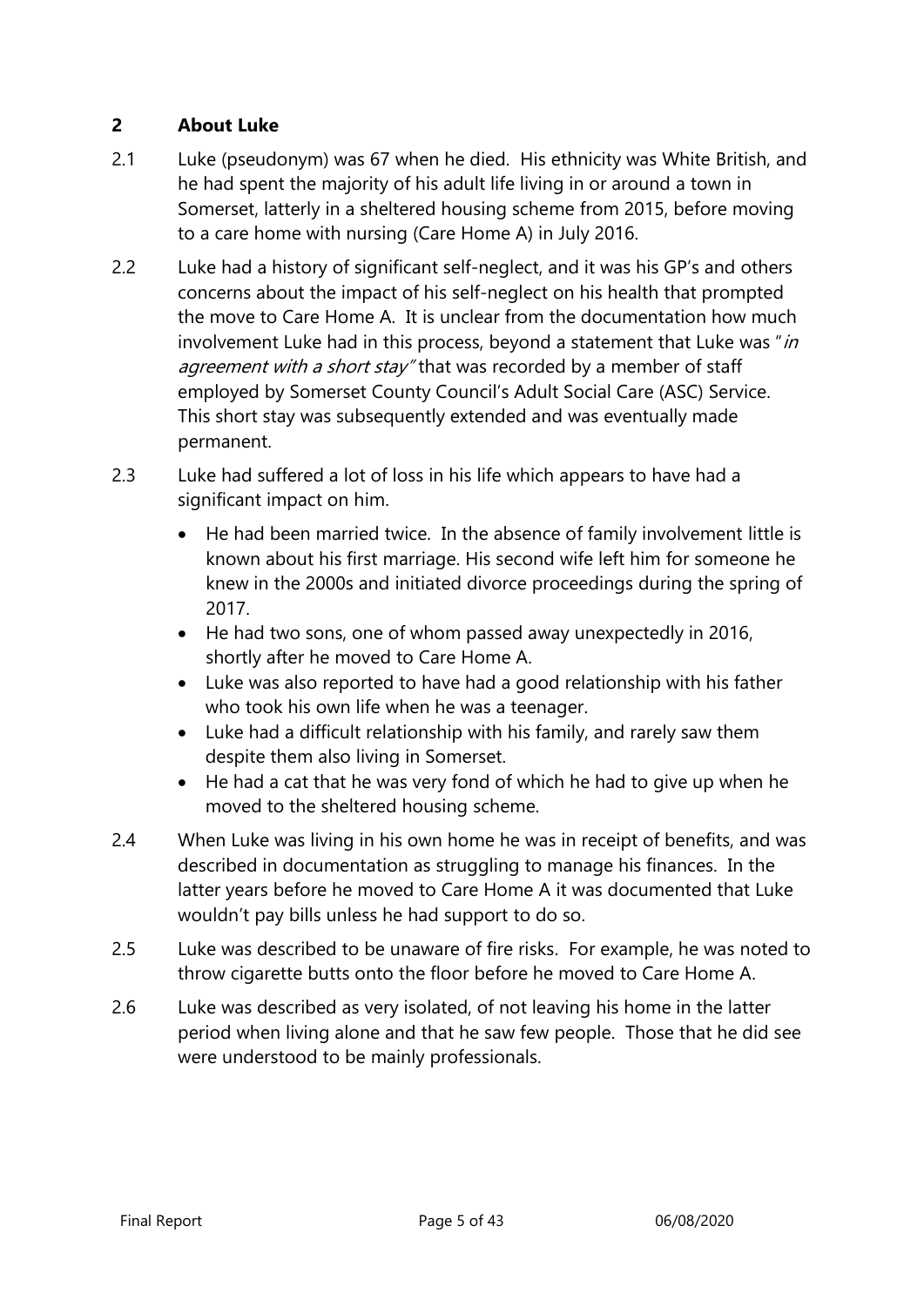## 2 About Luke

2.1 Luke (pseudonym) was 67 when he died. His ethnicity was White British, and he had spent the majority of his adult life living in or around a town in Somerset, latterly in a sheltered housing scheme from 2015, before moving to a care home with nursing (Care Home A) in July 2016.

2.2 Luke had a history of significant self-neglect, and it was his GP's and others concerns about the impact of his self-neglect on his health that prompted the move to Care Home A. It is unclear from the documentation how much involvement Luke had in this process, beyond a statement that Luke was "*in agreement with a short stay*" that was recorded by a member of staff employed by Somerset County Council's Adult Social Care (ASC) Service. This short stay was subsequently extended and was eventually made permanent.

2.3 Luke had suffered a lot of loss in his life which appears to have had a significant impact on him.

- He had been married twice. In the absence of family involvement little is known about his first marriage. His second wife left him for someone he knew in the 2000s and initiated divorce proceedings during the spring of 2017.
- He had two sons, one of whom passed away unexpectedly in 2016, shortly after he moved to Care Home A.
- Luke was also reported to have had a good relationship with his father who took his own life when he was a teenager.
- Luke had a difficult relationship with his family, and rarely saw them despite them also living in Somerset.
- He had a cat that he was very fond of which he had to give up when he moved to the sheltered housing scheme.

2.4 When Luke was living in his own home he was in receipt of benefits, and was described in documentation as struggling to manage his finances. In the latter years before he moved to Care Home A it was documented that Luke wouldn't pay bills unless he had support to do so.

2.5 Luke was described to be unaware of fire risks. For example, he was noted to throw cigarette butts onto the floor before he moved to Care Home A.

2.6 Luke was described as very isolated, of not leaving his home in the latter period when living alone and that he saw few people. Those that he did see were understood to be mainly professionals.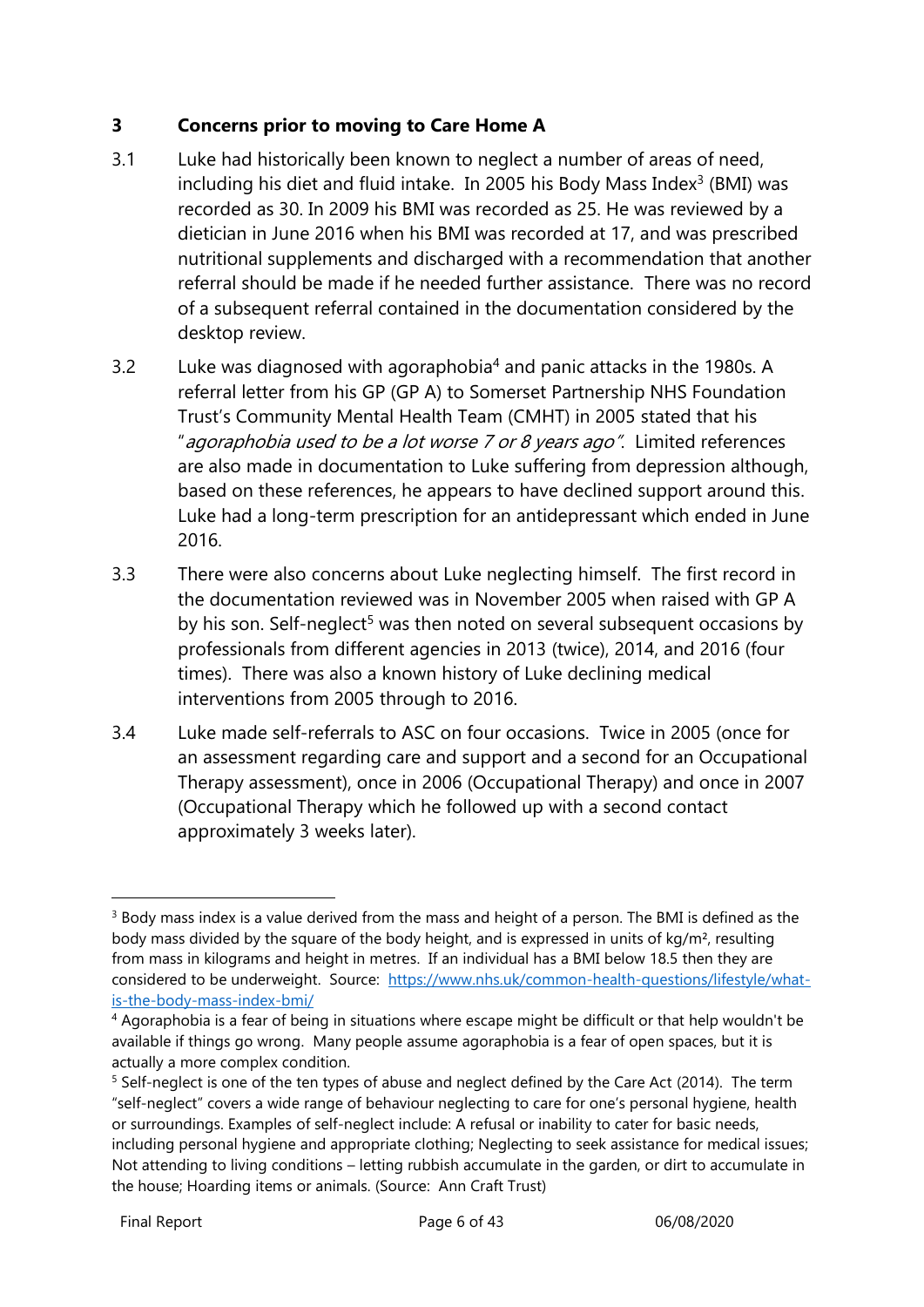## 3 Concerns prior to moving to Care Home A

3.1 Luke had historically been known to neglect a number of areas of need, including his diet and fluid intake. In 2005 his Body Mass Index[3] (BMI) was recorded as 30. In 2009 his BMI was recorded as 25. He was reviewed by a dietician in June 2016 when his BMI was recorded at 17, and was prescribed nutritional supplements and discharged with a recommendation that another referral should be made if he needed further assistance. There was no record of a subsequent referral contained in the documentation considered by the desktop review.

3.2 Luke was diagnosed with agoraphobia[4] and panic attacks in the 1980s. A referral letter from his GP (GP A) to Somerset Partnership NHS Foundation Trust's Community Mental Health Team (CMHT) in 2005 stated that his "*agoraphobia used to be a lot worse 7 or 8 years ago*". Limited references are also made in documentation to Luke suffering from depression although, based on these references, he appears to have declined support around this. Luke had a long-term prescription for an antidepressant which ended in June 2016.

3.3 There were also concerns about Luke neglecting himself. The first record in the documentation reviewed was in November 2005 when raised with GP A by his son. Self-neglect[5] was then noted on several subsequent occasions by professionals from different agencies in 2013 (twice), 2014, and 2016 (four times). There was also a known history of Luke declining medical interventions from 2005 through to 2016.

3.4 Luke made self-referrals to ASC on four occasions. Twice in 2005 (once for an assessment regarding care and support and a second for an Occupational Therapy assessment), once in 2006 (Occupational Therapy) and once in 2007 (Occupational Therapy which he followed up with a second contact approximately 3 weeks later).

---

[3] Body mass index is a value derived from the mass and height of a person. The BMI is defined as the body mass divided by the square of the body height, and is expressed in units of kg/m², resulting from mass in kilograms and height in metres. If an individual has a BMI below 18.5 then they are considered to be underweight. Source: [https://www.nhs.uk/common-health-questions/lifestyle/what-is-the-body-mass-index-bmi/](https://www.nhs.uk/common-health-questions/lifestyle/what-is-the-body-mass-index-bmi/)

[4] Agoraphobia is a fear of being in situations where escape might be difficult or that help wouldn't be available if things go wrong. Many people assume agoraphobia is a fear of open spaces, but it is actually a more complex condition.

[5] Self-neglect is one of the ten types of abuse and neglect defined by the Care Act (2014). The term "self-neglect" covers a wide range of behaviour neglecting to care for one's personal hygiene, health or surroundings. Examples of self-neglect include: A refusal or inability to cater for basic needs, including personal hygiene and appropriate clothing; Neglecting to seek assistance for medical issues; Not attending to living conditions – letting rubbish accumulate in the garden, or dirt to accumulate in the house; Hoarding items or animals. (Source: Ann Craft Trust)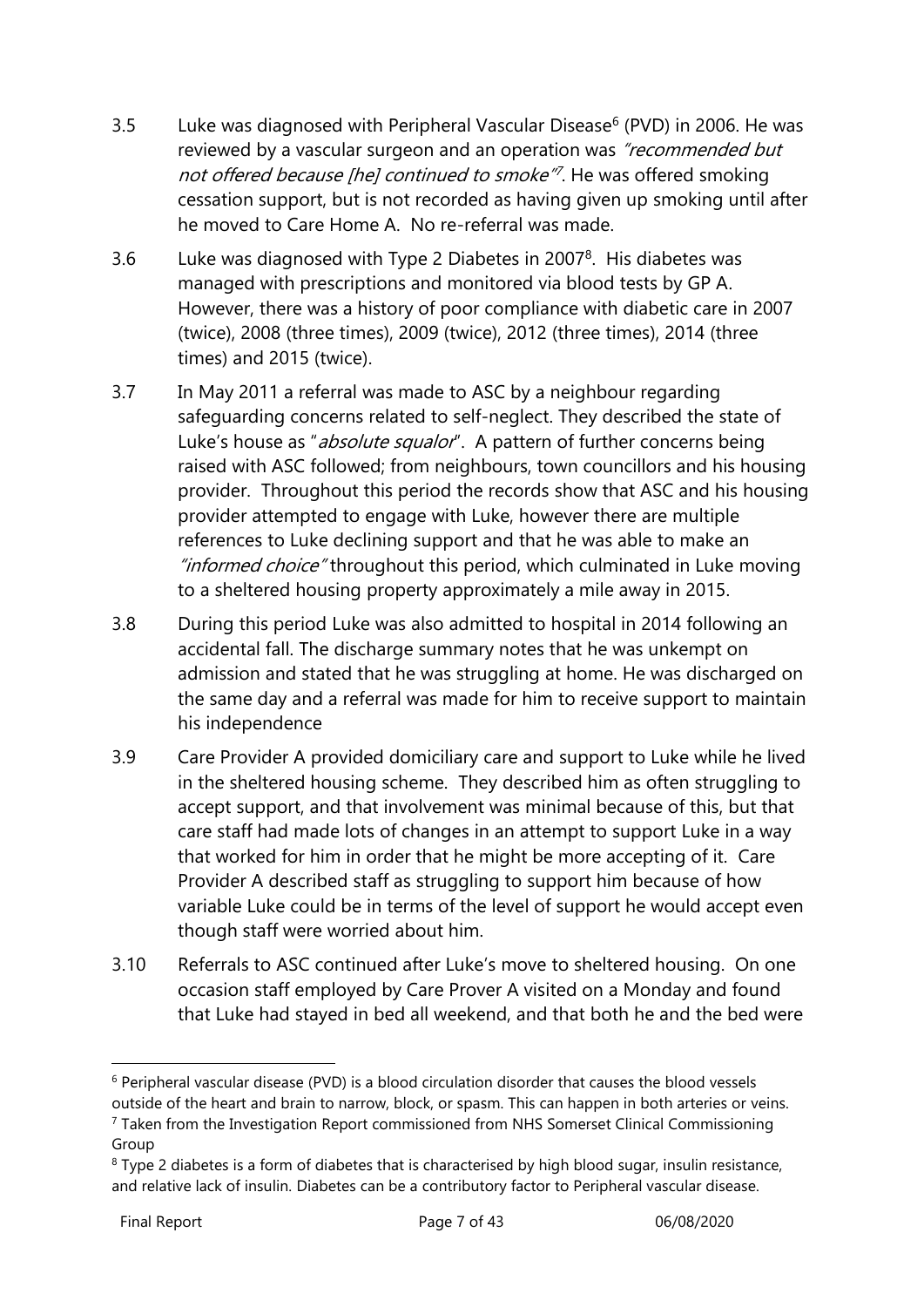3.5 Luke was diagnosed with Peripheral Vascular Disease[6] (PVD) in 2006. He was reviewed by a vascular surgeon and an operation was *"recommended but not offered because [he] continued to smoke"*[7]. He was offered smoking cessation support, but is not recorded as having given up smoking until after he moved to Care Home A. No re-referral was made.

3.6 Luke was diagnosed with Type 2 Diabetes in 2007[8]. His diabetes was managed with prescriptions and monitored via blood tests by GP A. However, there was a history of poor compliance with diabetic care in 2007 (twice), 2008 (three times), 2009 (twice), 2012 (three times), 2014 (three times) and 2015 (twice).

3.7 In May 2011 a referral was made to ASC by a neighbour regarding safeguarding concerns related to self-neglect. They described the state of Luke's house as "*absolute squalor*". A pattern of further concerns being raised with ASC followed; from neighbours, town councillors and his housing provider. Throughout this period the records show that ASC and his housing provider attempted to engage with Luke, however there are multiple references to Luke declining support and that he was able to make an *"informed choice"* throughout this period, which culminated in Luke moving to a sheltered housing property approximately a mile away in 2015.

3.8 During this period Luke was also admitted to hospital in 2014 following an accidental fall. The discharge summary notes that he was unkempt on admission and stated that he was struggling at home. He was discharged on the same day and a referral was made for him to receive support to maintain his independence

3.9 Care Provider A provided domiciliary care and support to Luke while he lived in the sheltered housing scheme. They described him as often struggling to accept support, and that involvement was minimal because of this, but that care staff had made lots of changes in an attempt to support Luke in a way that worked for him in order that he might be more accepting of it. Care Provider A described staff as struggling to support him because of how variable Luke could be in terms of the level of support he would accept even though staff were worried about him.

3.10 Referrals to ASC continued after Luke's move to sheltered housing. On one occasion staff employed by Care Prover A visited on a Monday and found that Luke had stayed in bed all weekend, and that both he and the bed were

---

[6] Peripheral vascular disease (PVD) is a blood circulation disorder that causes the blood vessels outside of the heart and brain to narrow, block, or spasm. This can happen in both arteries or veins.

[7] Taken from the Investigation Report commissioned from NHS Somerset Clinical Commissioning Group

[8] Type 2 diabetes is a form of diabetes that is characterised by high blood sugar, insulin resistance, and relative lack of insulin. Diabetes can be a contributory factor to Peripheral vascular disease.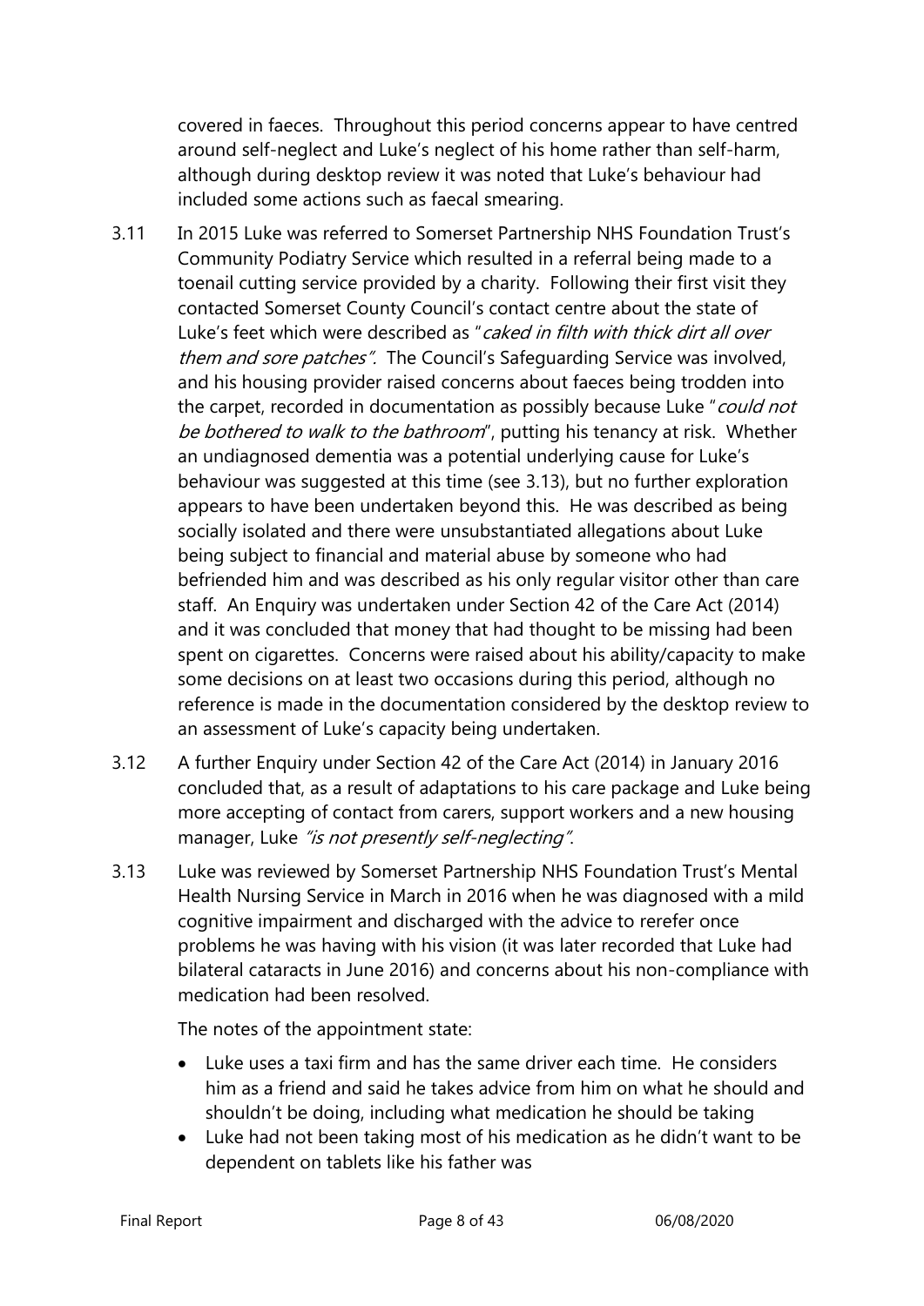covered in faeces. Throughout this period concerns appear to have centred around self-neglect and Luke's neglect of his home rather than self-harm, although during desktop review it was noted that Luke's behaviour had included some actions such as faecal smearing.

3.11 In 2015 Luke was referred to Somerset Partnership NHS Foundation Trust's Community Podiatry Service which resulted in a referral being made to a toenail cutting service provided by a charity. Following their first visit they contacted Somerset County Council's contact centre about the state of Luke's feet which were described as "*caked in filth with thick dirt all over them and sore patches*". The Council's Safeguarding Service was involved, and his housing provider raised concerns about faeces being trodden into the carpet, recorded in documentation as possibly because Luke "*could not be bothered to walk to the bathroom*", putting his tenancy at risk. Whether an undiagnosed dementia was a potential underlying cause for Luke's behaviour was suggested at this time (see 3.13), but no further exploration appears to have been undertaken beyond this. He was described as being socially isolated and there were unsubstantiated allegations about Luke being subject to financial and material abuse by someone who had befriended him and was described as his only regular visitor other than care staff. An Enquiry was undertaken under Section 42 of the Care Act (2014) and it was concluded that money that had thought to be missing had been spent on cigarettes. Concerns were raised about his ability/capacity to make some decisions on at least two occasions during this period, although no reference is made in the documentation considered by the desktop review to an assessment of Luke's capacity being undertaken.

3.12 A further Enquiry under Section 42 of the Care Act (2014) in January 2016 concluded that, as a result of adaptations to his care package and Luke being more accepting of contact from carers, support workers and a new housing manager, Luke *"is not presently self-neglecting"*.

3.13 Luke was reviewed by Somerset Partnership NHS Foundation Trust's Mental Health Nursing Service in March in 2016 when he was diagnosed with a mild cognitive impairment and discharged with the advice to rerefer once problems he was having with his vision (it was later recorded that Luke had bilateral cataracts in June 2016) and concerns about his non-compliance with medication had been resolved.

The notes of the appointment state:

- Luke uses a taxi firm and has the same driver each time. He considers him as a friend and said he takes advice from him on what he should and shouldn't be doing, including what medication he should be taking
- Luke had not been taking most of his medication as he didn't want to be dependent on tablets like his father was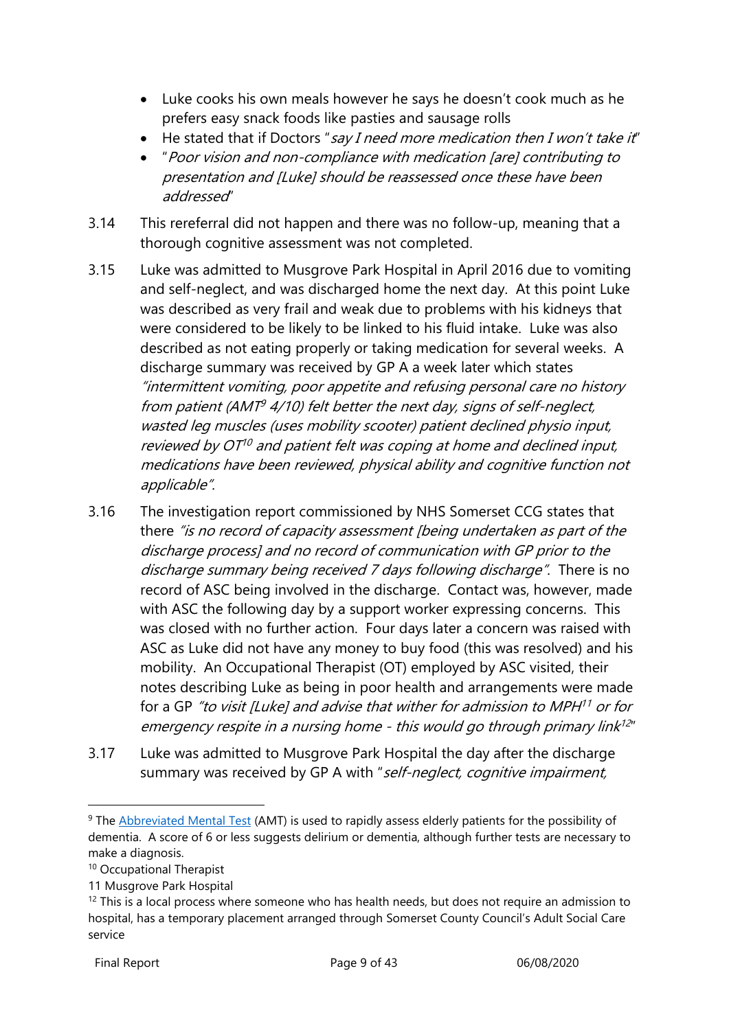- Luke cooks his own meals however he says he doesn't cook much as he prefers easy snack foods like pasties and sausage rolls
- He stated that if Doctors "*say I need more medication then I won't take it*"
- "*Poor vision and non-compliance with medication [are] contributing to presentation and [Luke] should be reassessed once these have been addressed*"

3.14 This rereferral did not happen and there was no follow-up, meaning that a thorough cognitive assessment was not completed.

3.15 Luke was admitted to Musgrove Park Hospital in April 2016 due to vomiting and self-neglect, and was discharged home the next day. At this point Luke was described as very frail and weak due to problems with his kidneys that were considered to be likely to be linked to his fluid intake. Luke was also described as not eating properly or taking medication for several weeks. A discharge summary was received by GP A a week later which states *"intermittent vomiting, poor appetite and refusing personal care no history from patient (AMT[9] 4/10) felt better the next day, signs of self-neglect, wasted leg muscles (uses mobility scooter) patient declined physio input, reviewed by OT[10] and patient felt was coping at home and declined input, medications have been reviewed, physical ability and cognitive function not applicable"*.

3.16 The investigation report commissioned by NHS Somerset CCG states that there *"is no record of capacity assessment [being undertaken as part of the discharge process] and no record of communication with GP prior to the discharge summary being received 7 days following discharge"*. There is no record of ASC being involved in the discharge. Contact was, however, made with ASC the following day by a support worker expressing concerns. This was closed with no further action. Four days later a concern was raised with ASC as Luke did not have any money to buy food (this was resolved) and his mobility. An Occupational Therapist (OT) employed by ASC visited, their notes describing Luke as being in poor health and arrangements were made for a GP *"to visit [Luke] and advise that wither for admission to MPH[11] or for emergency respite in a nursing home - this would go through primary link[12]"*

3.17 Luke was admitted to Musgrove Park Hospital the day after the discharge summary was received by GP A with "*self-neglect, cognitive impairment,*

---

[9] The Abbreviated Mental Test (AMT) is used to rapidly assess elderly patients for the possibility of dementia. A score of 6 or less suggests delirium or dementia, although further tests are necessary to make a diagnosis.

[10] Occupational Therapist

11 Musgrove Park Hospital

[12] This is a local process where someone who has health needs, but does not require an admission to hospital, has a temporary placement arranged through Somerset County Council's Adult Social Care service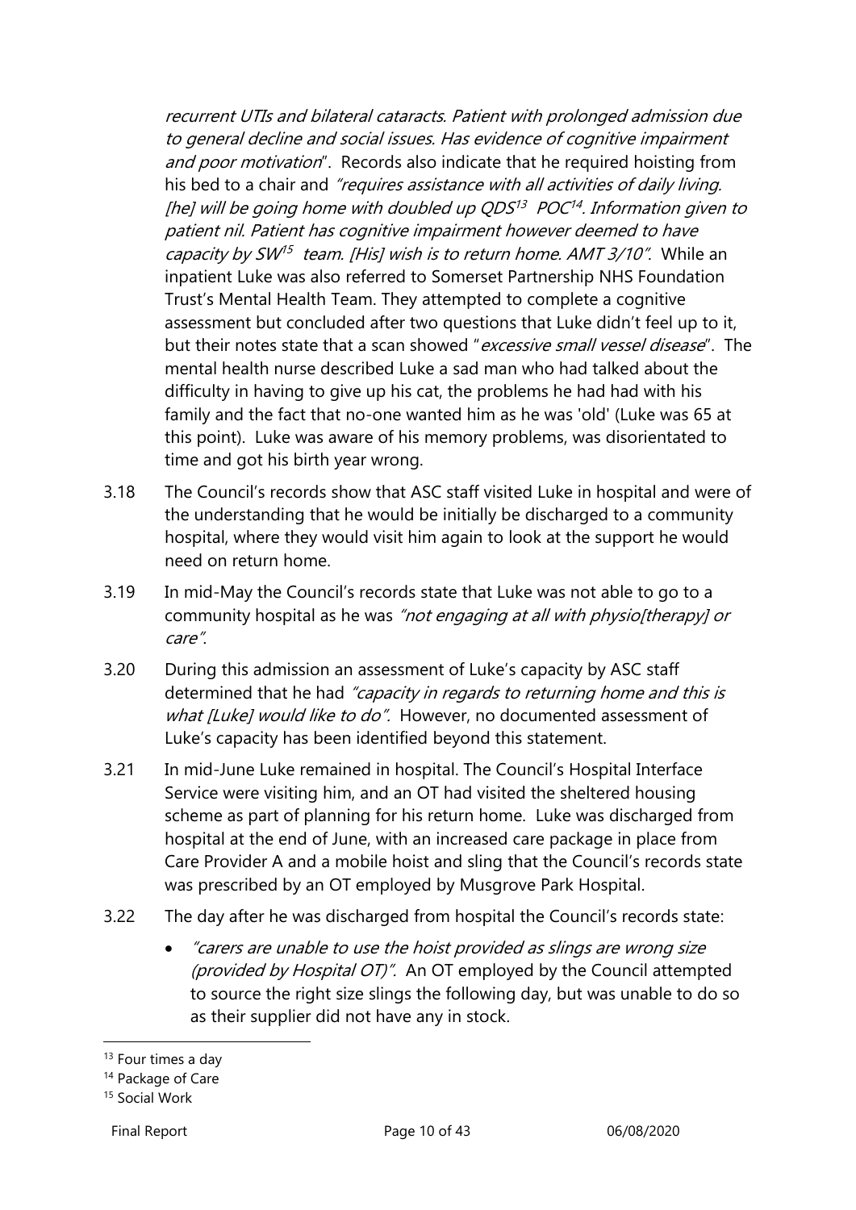*recurrent UTIs and bilateral cataracts. Patient with prolonged admission due to general decline and social issues. Has evidence of cognitive impairment and poor motivation*". Records also indicate that he required hoisting from his bed to a chair and *"requires assistance with all activities of daily living. [he] will be going home with doubled up QDS*[13] *POC*[14]*. Information given to patient nil. Patient has cognitive impairment however deemed to have capacity by SW*[15] *team. [His] wish is to return home. AMT 3/10"*. While an inpatient Luke was also referred to Somerset Partnership NHS Foundation Trust's Mental Health Team. They attempted to complete a cognitive assessment but concluded after two questions that Luke didn't feel up to it, but their notes state that a scan showed "*excessive small vessel disease*". The mental health nurse described Luke a sad man who had talked about the difficulty in having to give up his cat, the problems he had had with his family and the fact that no-one wanted him as he was 'old' (Luke was 65 at this point). Luke was aware of his memory problems, was disorientated to time and got his birth year wrong.

3.18 The Council's records show that ASC staff visited Luke in hospital and were of the understanding that he would be initially be discharged to a community hospital, where they would visit him again to look at the support he would need on return home.

3.19 In mid-May the Council's records state that Luke was not able to go to a community hospital as he was *"not engaging at all with physio[therapy] or care"*.

3.20 During this admission an assessment of Luke's capacity by ASC staff determined that he had *"capacity in regards to returning home and this is what [Luke] would like to do"*. However, no documented assessment of Luke's capacity has been identified beyond this statement.

3.21 In mid-June Luke remained in hospital. The Council's Hospital Interface Service were visiting him, and an OT had visited the sheltered housing scheme as part of planning for his return home. Luke was discharged from hospital at the end of June, with an increased care package in place from Care Provider A and a mobile hoist and sling that the Council's records state was prescribed by an OT employed by Musgrove Park Hospital.

3.22 The day after he was discharged from hospital the Council's records state:

- *"carers are unable to use the hoist provided as slings are wrong size (provided by Hospital OT)"*. An OT employed by the Council attempted to source the right size slings the following day, but was unable to do so as their supplier did not have any in stock.

---

[13] Four times a day

[14] Package of Care

[15] Social Work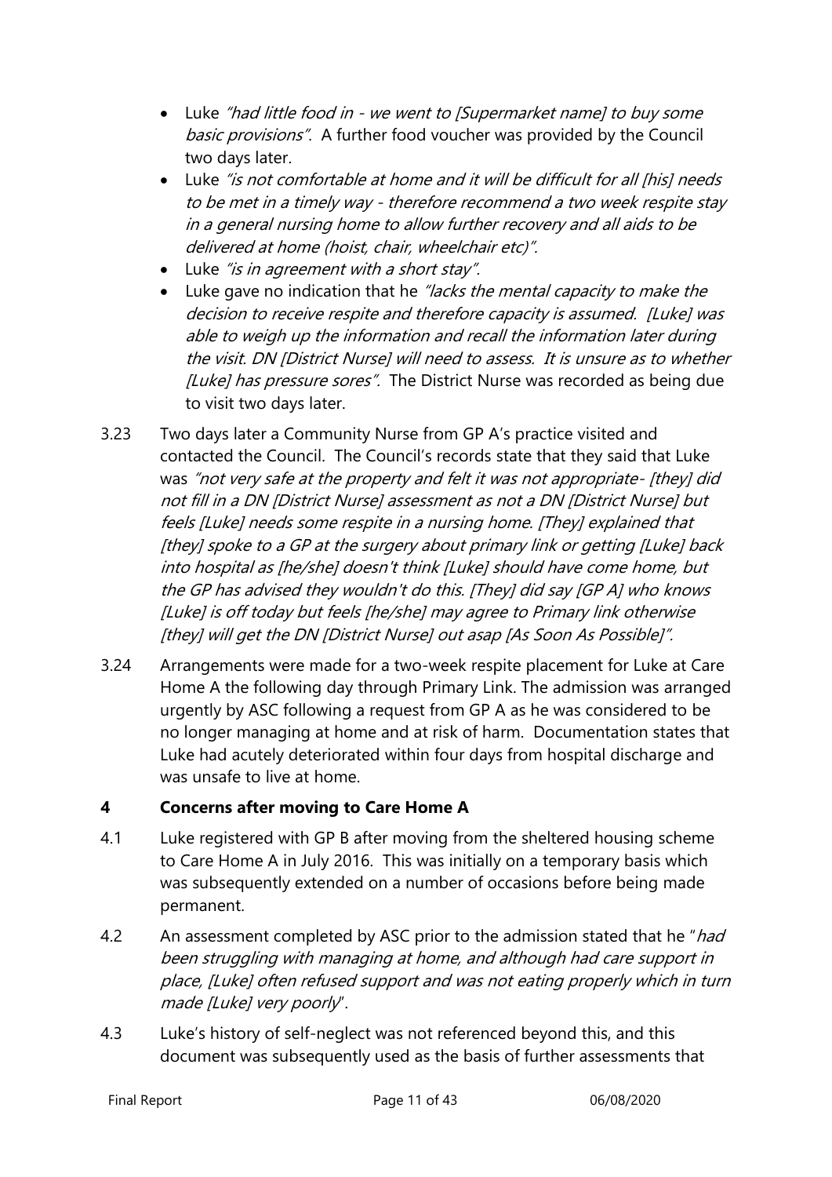- Luke *"had little food in - we went to [Supermarket name] to buy some basic provisions"*. A further food voucher was provided by the Council two days later.
- Luke *"is not comfortable at home and it will be difficult for all [his] needs to be met in a timely way - therefore recommend a two week respite stay in a general nursing home to allow further recovery and all aids to be delivered at home (hoist, chair, wheelchair etc)"*.
- Luke *"is in agreement with a short stay"*.
- Luke gave no indication that he *"lacks the mental capacity to make the decision to receive respite and therefore capacity is assumed. [Luke] was able to weigh up the information and recall the information later during the visit. DN [District Nurse] will need to assess. It is unsure as to whether [Luke] has pressure sores"*. The District Nurse was recorded as being due to visit two days later.

3.23 Two days later a Community Nurse from GP A's practice visited and contacted the Council. The Council's records state that they said that Luke was *"not very safe at the property and felt it was not appropriate- [they] did not fill in a DN [District Nurse] assessment as not a DN [District Nurse] but feels [Luke] needs some respite in a nursing home. [They] explained that [they] spoke to a GP at the surgery about primary link or getting [Luke] back into hospital as [he/she] doesn't think [Luke] should have come home, but the GP has advised they wouldn't do this. [They] did say [GP A] who knows [Luke] is off today but feels [he/she] may agree to Primary link otherwise [they] will get the DN [District Nurse] out asap [As Soon As Possible]"*.

3.24 Arrangements were made for a two-week respite placement for Luke at Care Home A the following day through Primary Link. The admission was arranged urgently by ASC following a request from GP A as he was considered to be no longer managing at home and at risk of harm. Documentation states that Luke had acutely deteriorated within four days from hospital discharge and was unsafe to live at home.

## 4 Concerns after moving to Care Home A

4.1 Luke registered with GP B after moving from the sheltered housing scheme to Care Home A in July 2016. This was initially on a temporary basis which was subsequently extended on a number of occasions before being made permanent.

4.2 An assessment completed by ASC prior to the admission stated that he "*had been struggling with managing at home, and although had care support in place, [Luke] often refused support and was not eating properly which in turn made [Luke] very poorly*".

4.3 Luke's history of self-neglect was not referenced beyond this, and this document was subsequently used as the basis of further assessments that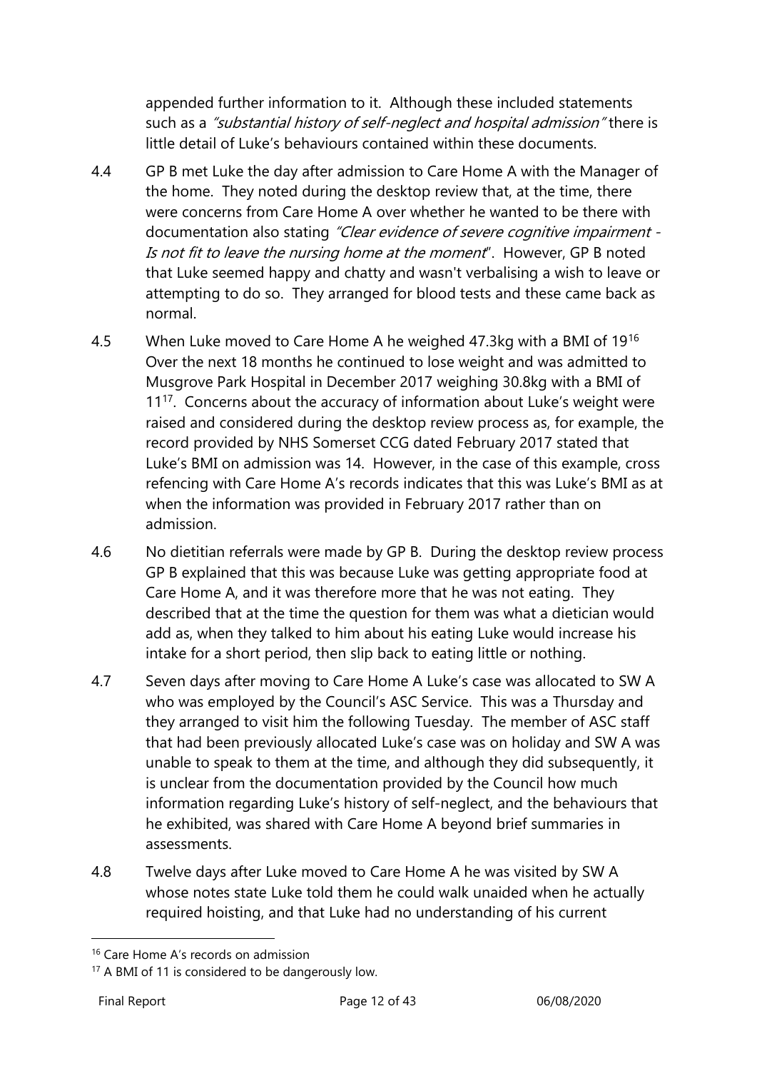appended further information to it. Although these included statements such as a *"substantial history of self-neglect and hospital admission"* there is little detail of Luke's behaviours contained within these documents.

4.4 GP B met Luke the day after admission to Care Home A with the Manager of the home. They noted during the desktop review that, at the time, there were concerns from Care Home A over whether he wanted to be there with documentation also stating *"Clear evidence of severe cognitive impairment - Is not fit to leave the nursing home at the moment*". However, GP B noted that Luke seemed happy and chatty and wasn't verbalising a wish to leave or attempting to do so. They arranged for blood tests and these came back as normal.

4.5 When Luke moved to Care Home A he weighed 47.3kg with a BMI of 19[16] Over the next 18 months he continued to lose weight and was admitted to Musgrove Park Hospital in December 2017 weighing 30.8kg with a BMI of 11[17]. Concerns about the accuracy of information about Luke's weight were raised and considered during the desktop review process as, for example, the record provided by NHS Somerset CCG dated February 2017 stated that Luke's BMI on admission was 14. However, in the case of this example, cross refencing with Care Home A's records indicates that this was Luke's BMI as at when the information was provided in February 2017 rather than on admission.

4.6 No dietitian referrals were made by GP B. During the desktop review process GP B explained that this was because Luke was getting appropriate food at Care Home A, and it was therefore more that he was not eating. They described that at the time the question for them was what a dietician would add as, when they talked to him about his eating Luke would increase his intake for a short period, then slip back to eating little or nothing.

4.7 Seven days after moving to Care Home A Luke's case was allocated to SW A who was employed by the Council's ASC Service. This was a Thursday and they arranged to visit him the following Tuesday. The member of ASC staff that had been previously allocated Luke's case was on holiday and SW A was unable to speak to them at the time, and although they did subsequently, it is unclear from the documentation provided by the Council how much information regarding Luke's history of self-neglect, and the behaviours that he exhibited, was shared with Care Home A beyond brief summaries in assessments.

4.8 Twelve days after Luke moved to Care Home A he was visited by SW A whose notes state Luke told them he could walk unaided when he actually required hoisting, and that Luke had no understanding of his current

---

[16] Care Home A's records on admission

[17] A BMI of 11 is considered to be dangerously low.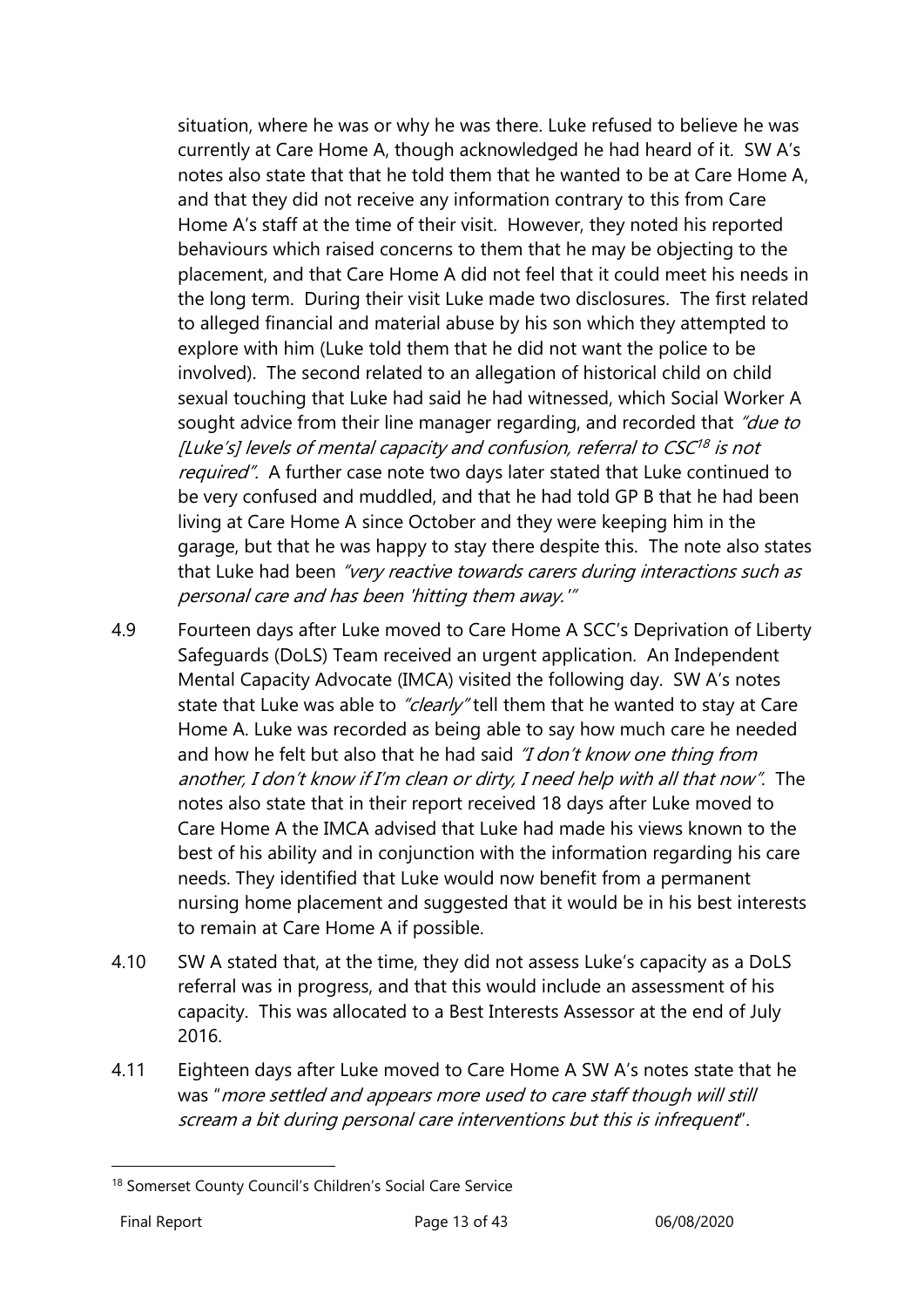situation, where he was or why he was there. Luke refused to believe he was currently at Care Home A, though acknowledged he had heard of it. SW A's notes also state that that he told them that he wanted to be at Care Home A, and that they did not receive any information contrary to this from Care Home A's staff at the time of their visit. However, they noted his reported behaviours which raised concerns to them that he may be objecting to the placement, and that Care Home A did not feel that it could meet his needs in the long term. During their visit Luke made two disclosures. The first related to alleged financial and material abuse by his son which they attempted to explore with him (Luke told them that he did not want the police to be involved). The second related to an allegation of historical child on child sexual touching that Luke had said he had witnessed, which Social Worker A sought advice from their line manager regarding, and recorded that *"due to [Luke's] levels of mental capacity and confusion, referral to CSC[18] is not required".* A further case note two days later stated that Luke continued to be very confused and muddled, and that he had told GP B that he had been living at Care Home A since October and they were keeping him in the garage, but that he was happy to stay there despite this. The note also states that Luke had been *"very reactive towards carers during interactions such as personal care and has been 'hitting them away.'"*

4.9 Fourteen days after Luke moved to Care Home A SCC's Deprivation of Liberty Safeguards (DoLS) Team received an urgent application. An Independent Mental Capacity Advocate (IMCA) visited the following day. SW A's notes state that Luke was able to *"clearly"* tell them that he wanted to stay at Care Home A. Luke was recorded as being able to say how much care he needed and how he felt but also that he had said *"I don't know one thing from another, I don't know if I'm clean or dirty, I need help with all that now".* The notes also state that in their report received 18 days after Luke moved to Care Home A the IMCA advised that Luke had made his views known to the best of his ability and in conjunction with the information regarding his care needs. They identified that Luke would now benefit from a permanent nursing home placement and suggested that it would be in his best interests to remain at Care Home A if possible.

4.10 SW A stated that, at the time, they did not assess Luke's capacity as a DoLS referral was in progress, and that this would include an assessment of his capacity. This was allocated to a Best Interests Assessor at the end of July 2016.

4.11 Eighteen days after Luke moved to Care Home A SW A's notes state that he was "*more settled and appears more used to care staff though will still scream a bit during personal care interventions but this is infrequent*".

---

[18] Somerset County Council's Children's Social Care Service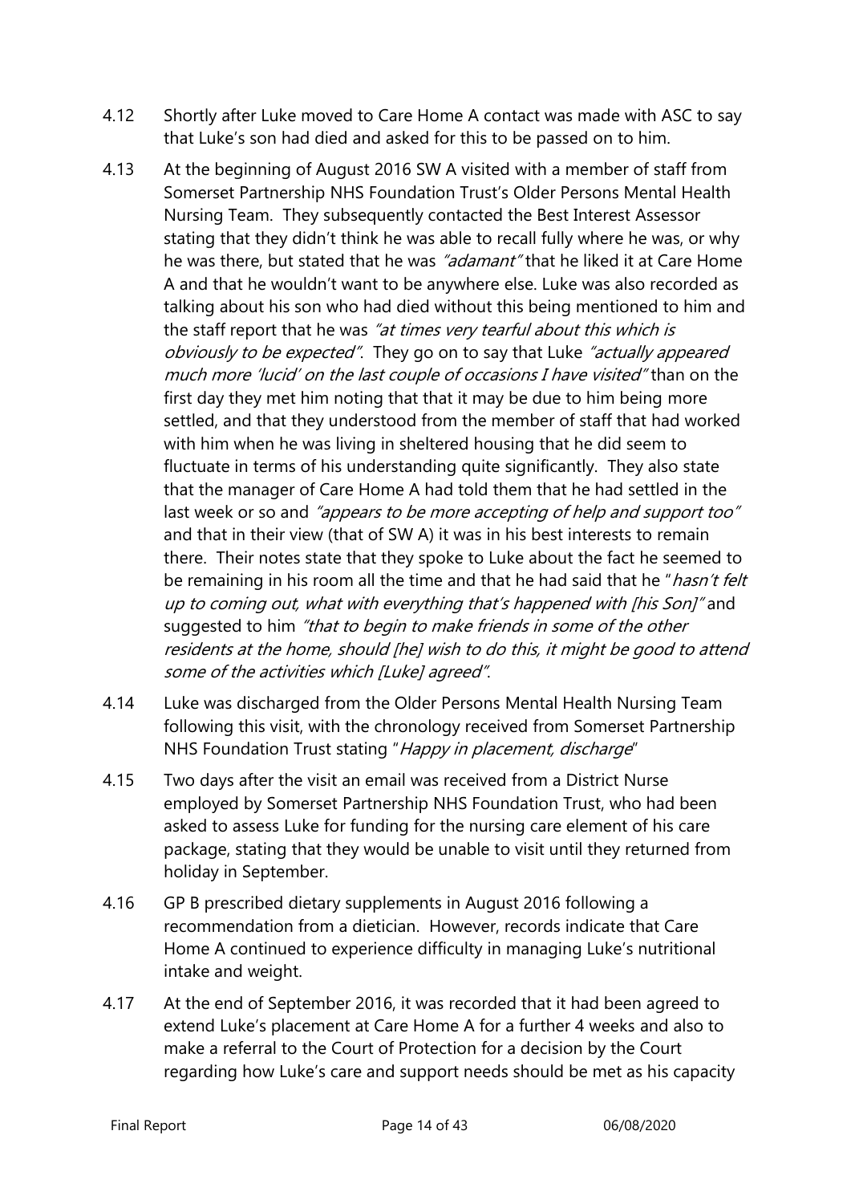4.12 Shortly after Luke moved to Care Home A contact was made with ASC to say that Luke's son had died and asked for this to be passed on to him.

4.13 At the beginning of August 2016 SW A visited with a member of staff from Somerset Partnership NHS Foundation Trust's Older Persons Mental Health Nursing Team. They subsequently contacted the Best Interest Assessor stating that they didn't think he was able to recall fully where he was, or why he was there, but stated that he was *"adamant"* that he liked it at Care Home A and that he wouldn't want to be anywhere else. Luke was also recorded as talking about his son who had died without this being mentioned to him and the staff report that he was *"at times very tearful about this which is obviously to be expected"*. They go on to say that Luke *"actually appeared much more 'lucid' on the last couple of occasions I have visited"* than on the first day they met him noting that that it may be due to him being more settled, and that they understood from the member of staff that had worked with him when he was living in sheltered housing that he did seem to fluctuate in terms of his understanding quite significantly. They also state that the manager of Care Home A had told them that he had settled in the last week or so and *"appears to be more accepting of help and support too"* and that in their view (that of SW A) it was in his best interests to remain there. Their notes state that they spoke to Luke about the fact he seemed to be remaining in his room all the time and that he had said that he "*hasn't felt up to coming out, what with everything that's happened with [his Son]"* and suggested to him *"that to begin to make friends in some of the other residents at the home, should [he] wish to do this, it might be good to attend some of the activities which [Luke] agreed"*.

4.14 Luke was discharged from the Older Persons Mental Health Nursing Team following this visit, with the chronology received from Somerset Partnership NHS Foundation Trust stating "*Happy in placement, discharge*"

4.15 Two days after the visit an email was received from a District Nurse employed by Somerset Partnership NHS Foundation Trust, who had been asked to assess Luke for funding for the nursing care element of his care package, stating that they would be unable to visit until they returned from holiday in September.

4.16 GP B prescribed dietary supplements in August 2016 following a recommendation from a dietician. However, records indicate that Care Home A continued to experience difficulty in managing Luke's nutritional intake and weight.

4.17 At the end of September 2016, it was recorded that it had been agreed to extend Luke's placement at Care Home A for a further 4 weeks and also to make a referral to the Court of Protection for a decision by the Court regarding how Luke's care and support needs should be met as his capacity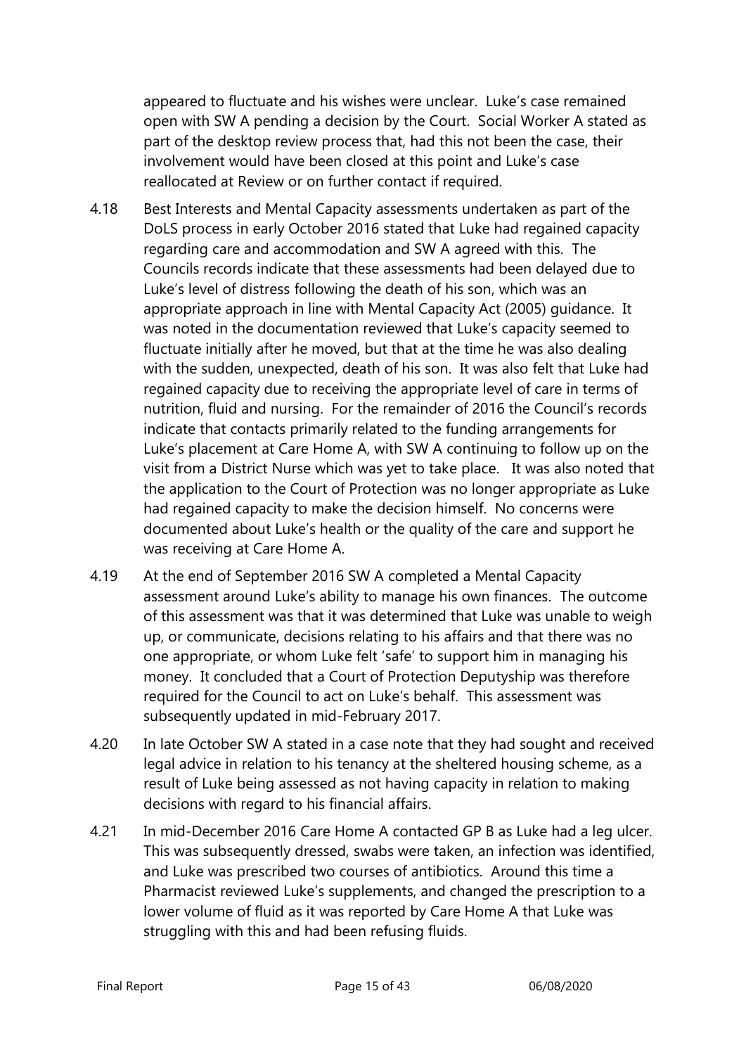appeared to fluctuate and his wishes were unclear. Luke's case remained open with SW A pending a decision by the Court. Social Worker A stated as part of the desktop review process that, had this not been the case, their involvement would have been closed at this point and Luke's case reallocated at Review or on further contact if required.

4.18 Best Interests and Mental Capacity assessments undertaken as part of the DoLS process in early October 2016 stated that Luke had regained capacity regarding care and accommodation and SW A agreed with this. The Councils records indicate that these assessments had been delayed due to Luke's level of distress following the death of his son, which was an appropriate approach in line with Mental Capacity Act (2005) guidance. It was noted in the documentation reviewed that Luke's capacity seemed to fluctuate initially after he moved, but that at the time he was also dealing with the sudden, unexpected, death of his son. It was also felt that Luke had regained capacity due to receiving the appropriate level of care in terms of nutrition, fluid and nursing. For the remainder of 2016 the Council's records indicate that contacts primarily related to the funding arrangements for Luke's placement at Care Home A, with SW A continuing to follow up on the visit from a District Nurse which was yet to take place. It was also noted that the application to the Court of Protection was no longer appropriate as Luke had regained capacity to make the decision himself. No concerns were documented about Luke's health or the quality of the care and support he was receiving at Care Home A.

4.19 At the end of September 2016 SW A completed a Mental Capacity assessment around Luke's ability to manage his own finances. The outcome of this assessment was that it was determined that Luke was unable to weigh up, or communicate, decisions relating to his affairs and that there was no one appropriate, or whom Luke felt 'safe' to support him in managing his money. It concluded that a Court of Protection Deputyship was therefore required for the Council to act on Luke's behalf. This assessment was subsequently updated in mid-February 2017.

4.20 In late October SW A stated in a case note that they had sought and received legal advice in relation to his tenancy at the sheltered housing scheme, as a result of Luke being assessed as not having capacity in relation to making decisions with regard to his financial affairs.

4.21 In mid-December 2016 Care Home A contacted GP B as Luke had a leg ulcer. This was subsequently dressed, swabs were taken, an infection was identified, and Luke was prescribed two courses of antibiotics. Around this time a Pharmacist reviewed Luke's supplements, and changed the prescription to a lower volume of fluid as it was reported by Care Home A that Luke was struggling with this and had been refusing fluids.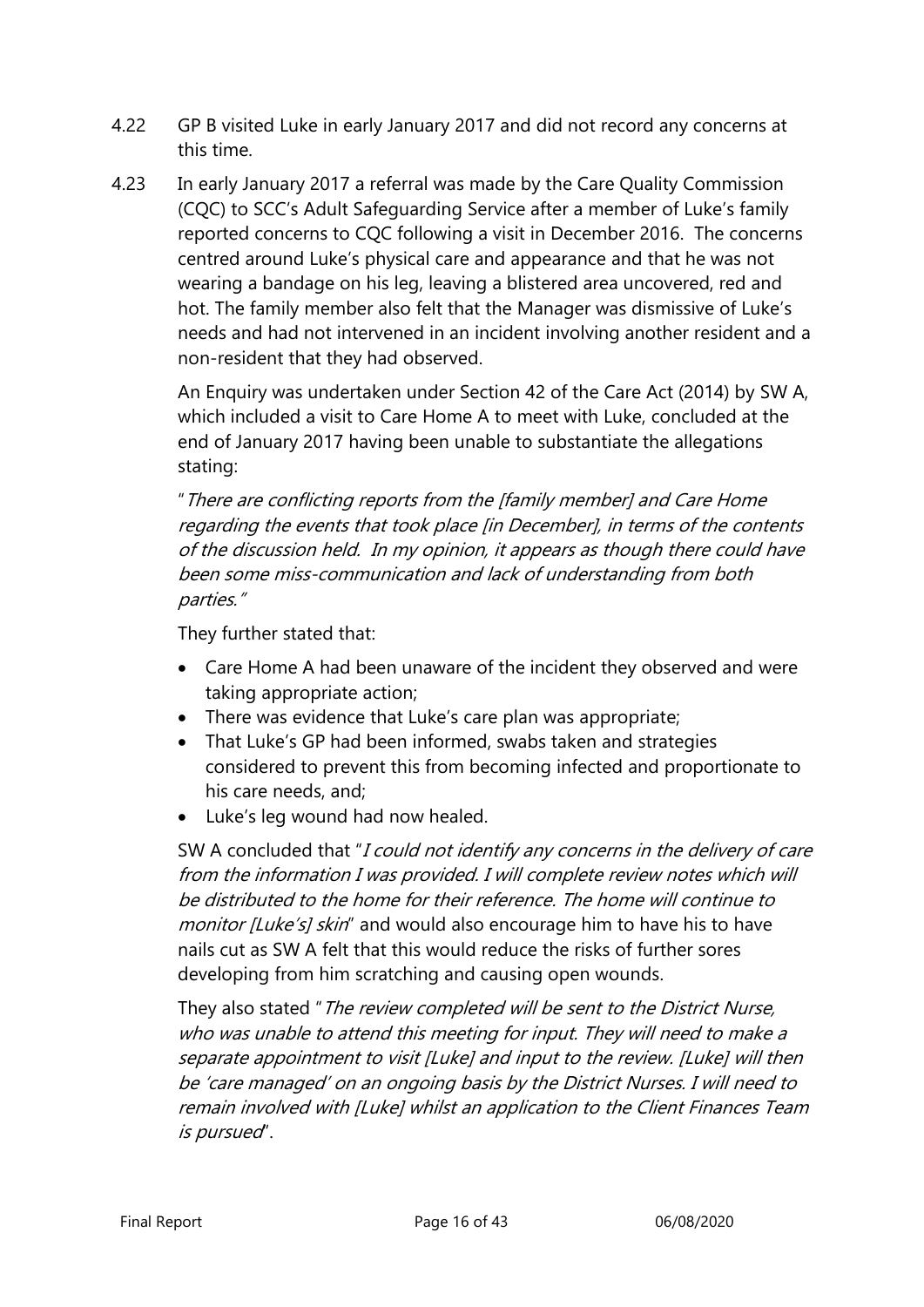4.22 GP B visited Luke in early January 2017 and did not record any concerns at this time.

4.23 In early January 2017 a referral was made by the Care Quality Commission (CQC) to SCC's Adult Safeguarding Service after a member of Luke's family reported concerns to CQC following a visit in December 2016. The concerns centred around Luke's physical care and appearance and that he was not wearing a bandage on his leg, leaving a blistered area uncovered, red and hot. The family member also felt that the Manager was dismissive of Luke's needs and had not intervened in an incident involving another resident and a non-resident that they had observed.

An Enquiry was undertaken under Section 42 of the Care Act (2014) by SW A, which included a visit to Care Home A to meet with Luke, concluded at the end of January 2017 having been unable to substantiate the allegations stating:

"*There are conflicting reports from the [family member] and Care Home regarding the events that took place [in December], in terms of the contents of the discussion held. In my opinion, it appears as though there could have been some miss-communication and lack of understanding from both parties.*"

They further stated that:

- Care Home A had been unaware of the incident they observed and were taking appropriate action;
- There was evidence that Luke's care plan was appropriate;
- That Luke's GP had been informed, swabs taken and strategies considered to prevent this from becoming infected and proportionate to his care needs, and;
- Luke's leg wound had now healed.

SW A concluded that "*I could not identify any concerns in the delivery of care from the information I was provided. I will complete review notes which will be distributed to the home for their reference. The home will continue to monitor [Luke's] skin*" and would also encourage him to have his to have nails cut as SW A felt that this would reduce the risks of further sores developing from him scratching and causing open wounds.

They also stated "*The review completed will be sent to the District Nurse, who was unable to attend this meeting for input. They will need to make a separate appointment to visit [Luke] and input to the review. [Luke] will then be 'care managed' on an ongoing basis by the District Nurses. I will need to remain involved with [Luke] whilst an application to the Client Finances Team is pursued*".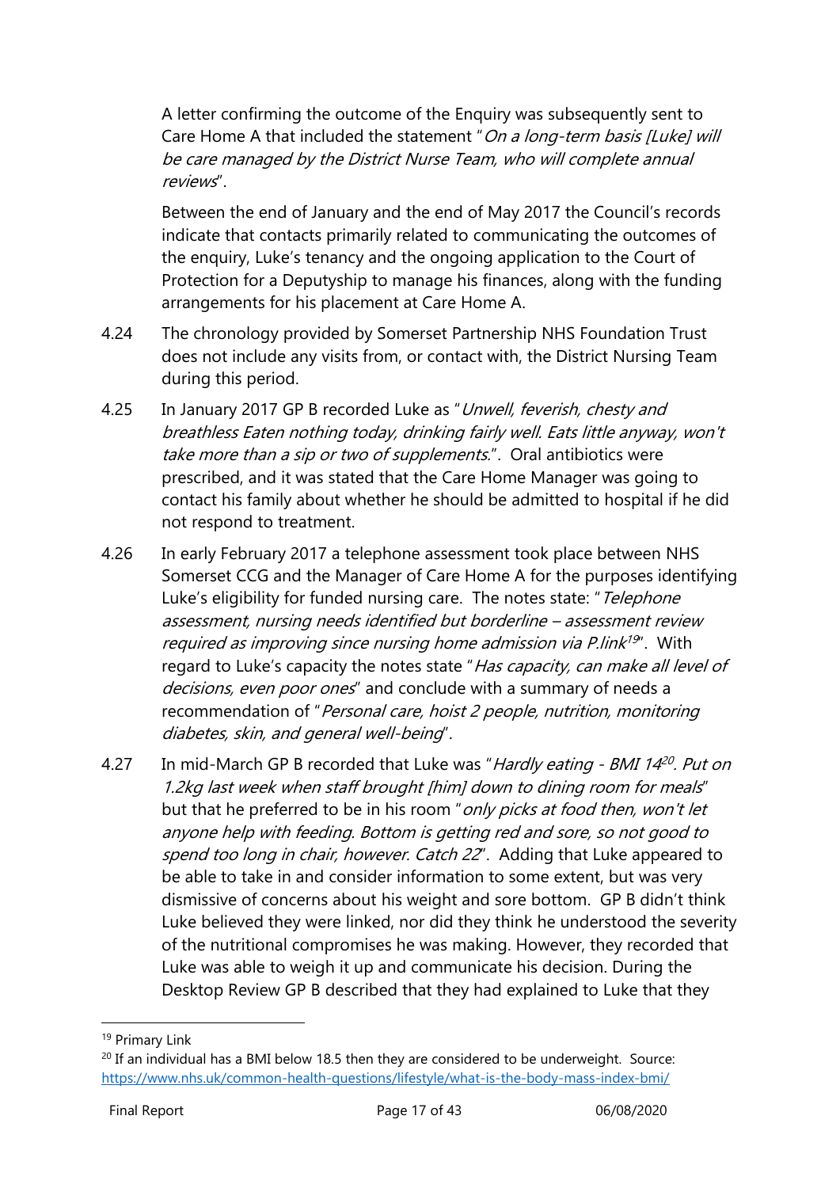A letter confirming the outcome of the Enquiry was subsequently sent to Care Home A that included the statement "*On a long-term basis [Luke] will be care managed by the District Nurse Team, who will complete annual reviews*".

Between the end of January and the end of May 2017 the Council's records indicate that contacts primarily related to communicating the outcomes of the enquiry, Luke's tenancy and the ongoing application to the Court of Protection for a Deputyship to manage his finances, along with the funding arrangements for his placement at Care Home A.

4.24 The chronology provided by Somerset Partnership NHS Foundation Trust does not include any visits from, or contact with, the District Nursing Team during this period.

4.25 In January 2017 GP B recorded Luke as "*Unwell, feverish, chesty and breathless Eaten nothing today, drinking fairly well. Eats little anyway, won't take more than a sip or two of supplements.*". Oral antibiotics were prescribed, and it was stated that the Care Home Manager was going to contact his family about whether he should be admitted to hospital if he did not respond to treatment.

4.26 In early February 2017 a telephone assessment took place between NHS Somerset CCG and the Manager of Care Home A for the purposes identifying Luke's eligibility for funded nursing care. The notes state: "*Telephone assessment, nursing needs identified but borderline – assessment review required as improving since nursing home admission via P.link*[19]". With regard to Luke's capacity the notes state "*Has capacity, can make all level of decisions, even poor ones*" and conclude with a summary of needs a recommendation of "*Personal care, hoist 2 people, nutrition, monitoring diabetes, skin, and general well-being*".

4.27 In mid-March GP B recorded that Luke was "*Hardly eating - BMI 14*[20]*. Put on 1.2kg last week when staff brought [him] down to dining room for meals*" but that he preferred to be in his room "*only picks at food then, won't let anyone help with feeding. Bottom is getting red and sore, so not good to spend too long in chair, however. Catch 22*". Adding that Luke appeared to be able to take in and consider information to some extent, but was very dismissive of concerns about his weight and sore bottom. GP B didn't think Luke believed they were linked, nor did they think he understood the severity of the nutritional compromises he was making. However, they recorded that Luke was able to weigh it up and communicate his decision. During the Desktop Review GP B described that they had explained to Luke that they

---

[19] Primary Link

[20] If an individual has a BMI below 18.5 then they are considered to be underweight. Source: https://www.nhs.uk/common-health-questions/lifestyle/what-is-the-body-mass-index-bmi/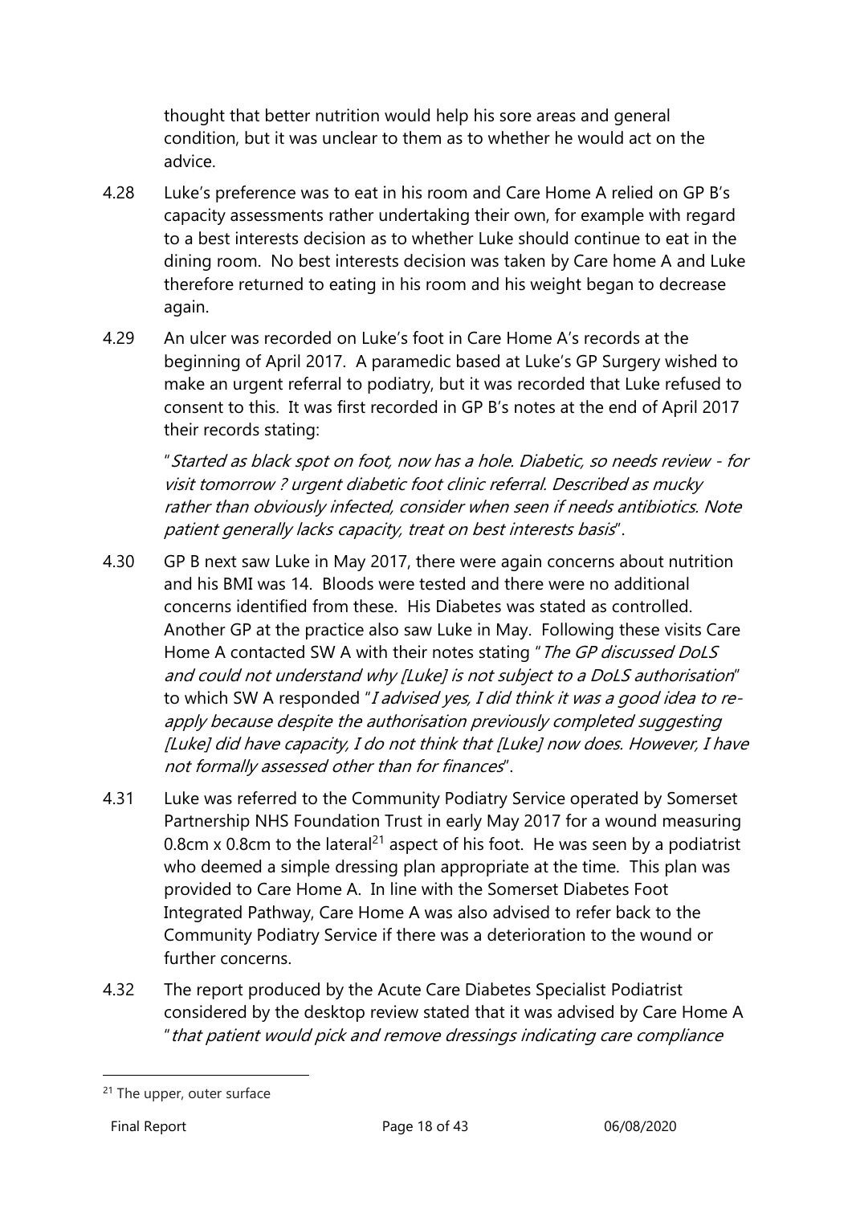thought that better nutrition would help his sore areas and general condition, but it was unclear to them as to whether he would act on the advice.

4.28 Luke's preference was to eat in his room and Care Home A relied on GP B's capacity assessments rather undertaking their own, for example with regard to a best interests decision as to whether Luke should continue to eat in the dining room. No best interests decision was taken by Care home A and Luke therefore returned to eating in his room and his weight began to decrease again.

4.29 An ulcer was recorded on Luke's foot in Care Home A's records at the beginning of April 2017. A paramedic based at Luke's GP Surgery wished to make an urgent referral to podiatry, but it was recorded that Luke refused to consent to this. It was first recorded in GP B's notes at the end of April 2017 their records stating:

> "*Started as black spot on foot, now has a hole. Diabetic, so needs review - for visit tomorrow ? urgent diabetic foot clinic referral. Described as mucky rather than obviously infected, consider when seen if needs antibiotics. Note patient generally lacks capacity, treat on best interests basis*".

4.30 GP B next saw Luke in May 2017, there were again concerns about nutrition and his BMI was 14. Bloods were tested and there were no additional concerns identified from these. His Diabetes was stated as controlled. Another GP at the practice also saw Luke in May. Following these visits Care Home A contacted SW A with their notes stating "*The GP discussed DoLS and could not understand why [Luke] is not subject to a DoLS authorisation*" to which SW A responded "*I advised yes, I did think it was a good idea to re-apply because despite the authorisation previously completed suggesting [Luke] did have capacity, I do not think that [Luke] now does. However, I have not formally assessed other than for finances*".

4.31 Luke was referred to the Community Podiatry Service operated by Somerset Partnership NHS Foundation Trust in early May 2017 for a wound measuring 0.8cm x 0.8cm to the lateral[21] aspect of his foot. He was seen by a podiatrist who deemed a simple dressing plan appropriate at the time. This plan was provided to Care Home A. In line with the Somerset Diabetes Foot Integrated Pathway, Care Home A was also advised to refer back to the Community Podiatry Service if there was a deterioration to the wound or further concerns.

4.32 The report produced by the Acute Care Diabetes Specialist Podiatrist considered by the desktop review stated that it was advised by Care Home A "*that patient would pick and remove dressings indicating care compliance*

---

[21] The upper, outer surface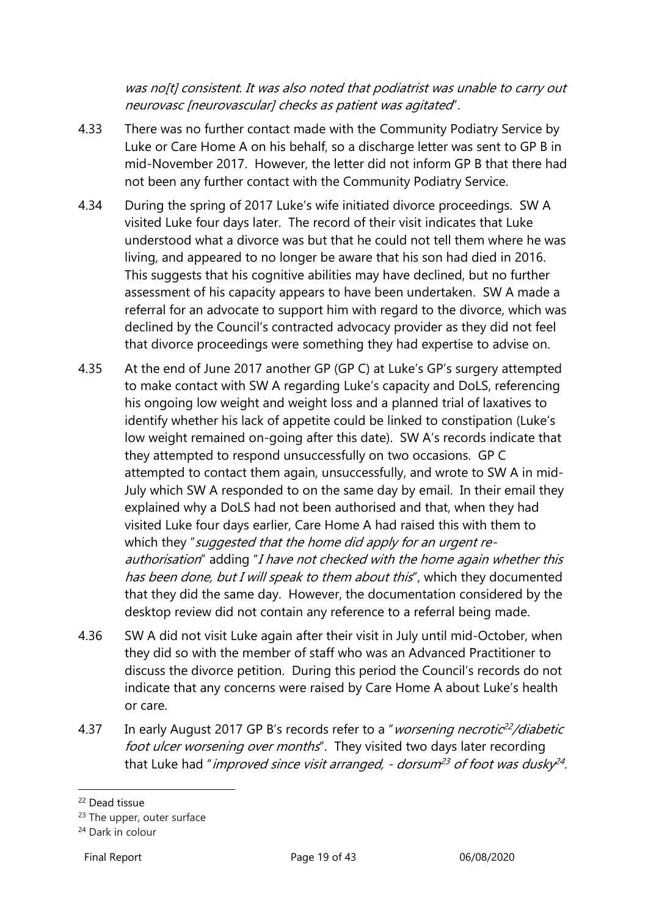*was no[t] consistent. It was also noted that podiatrist was unable to carry out neurovasc [neurovascular] checks as patient was agitated*".

4.33 There was no further contact made with the Community Podiatry Service by Luke or Care Home A on his behalf, so a discharge letter was sent to GP B in mid-November 2017. However, the letter did not inform GP B that there had not been any further contact with the Community Podiatry Service.

4.34 During the spring of 2017 Luke's wife initiated divorce proceedings. SW A visited Luke four days later. The record of their visit indicates that Luke understood what a divorce was but that he could not tell them where he was living, and appeared to no longer be aware that his son had died in 2016. This suggests that his cognitive abilities may have declined, but no further assessment of his capacity appears to have been undertaken. SW A made a referral for an advocate to support him with regard to the divorce, which was declined by the Council's contracted advocacy provider as they did not feel that divorce proceedings were something they had expertise to advise on.

4.35 At the end of June 2017 another GP (GP C) at Luke's GP's surgery attempted to make contact with SW A regarding Luke's capacity and DoLS, referencing his ongoing low weight and weight loss and a planned trial of laxatives to identify whether his lack of appetite could be linked to constipation (Luke's low weight remained on-going after this date). SW A's records indicate that they attempted to respond unsuccessfully on two occasions. GP C attempted to contact them again, unsuccessfully, and wrote to SW A in mid-July which SW A responded to on the same day by email. In their email they explained why a DoLS had not been authorised and that, when they had visited Luke four days earlier, Care Home A had raised this with them to which they "*suggested that the home did apply for an urgent re-authorisation*" adding "*I have not checked with the home again whether this has been done, but I will speak to them about this*", which they documented that they did the same day. However, the documentation considered by the desktop review did not contain any reference to a referral being made.

4.36 SW A did not visit Luke again after their visit in July until mid-October, when they did so with the member of staff who was an Advanced Practitioner to discuss the divorce petition. During this period the Council's records do not indicate that any concerns were raised by Care Home A about Luke's health or care.

4.37 In early August 2017 GP B's records refer to a "*worsening necrotic*[22]*/diabetic foot ulcer worsening over months*". They visited two days later recording that Luke had "*improved since visit arranged, - dorsum*[23] *of foot was dusky*[24]*.*

[22] Dead tissue

[23] The upper, outer surface

[24] Dark in colour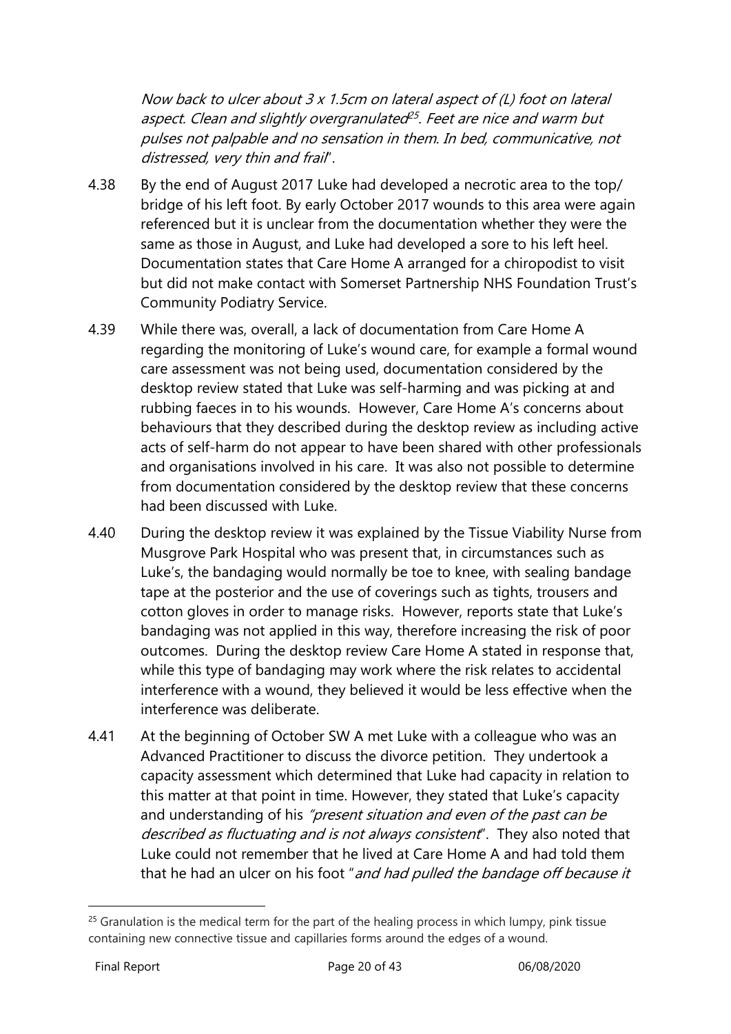*Now back to ulcer about 3 x 1.5cm on lateral aspect of (L) foot on lateral aspect. Clean and slightly overgranulated*[25]*. Feet are nice and warm but pulses not palpable and no sensation in them. In bed, communicative, not distressed, very thin and frail*".

4.38 By the end of August 2017 Luke had developed a necrotic area to the top/ bridge of his left foot. By early October 2017 wounds to this area were again referenced but it is unclear from the documentation whether they were the same as those in August, and Luke had developed a sore to his left heel. Documentation states that Care Home A arranged for a chiropodist to visit but did not make contact with Somerset Partnership NHS Foundation Trust's Community Podiatry Service.

4.39 While there was, overall, a lack of documentation from Care Home A regarding the monitoring of Luke's wound care, for example a formal wound care assessment was not being used, documentation considered by the desktop review stated that Luke was self-harming and was picking at and rubbing faeces in to his wounds. However, Care Home A's concerns about behaviours that they described during the desktop review as including active acts of self-harm do not appear to have been shared with other professionals and organisations involved in his care. It was also not possible to determine from documentation considered by the desktop review that these concerns had been discussed with Luke.

4.40 During the desktop review it was explained by the Tissue Viability Nurse from Musgrove Park Hospital who was present that, in circumstances such as Luke's, the bandaging would normally be toe to knee, with sealing bandage tape at the posterior and the use of coverings such as tights, trousers and cotton gloves in order to manage risks. However, reports state that Luke's bandaging was not applied in this way, therefore increasing the risk of poor outcomes. During the desktop review Care Home A stated in response that, while this type of bandaging may work where the risk relates to accidental interference with a wound, they believed it would be less effective when the interference was deliberate.

4.41 At the beginning of October SW A met Luke with a colleague who was an Advanced Practitioner to discuss the divorce petition. They undertook a capacity assessment which determined that Luke had capacity in relation to this matter at that point in time. However, they stated that Luke's capacity and understanding of his *"present situation and even of the past can be described as fluctuating and is not always consistent*". They also noted that Luke could not remember that he lived at Care Home A and had told them that he had an ulcer on his foot "*and had pulled the bandage off because it*

---

[25] Granulation is the medical term for the part of the healing process in which lumpy, pink tissue containing new connective tissue and capillaries forms around the edges of a wound.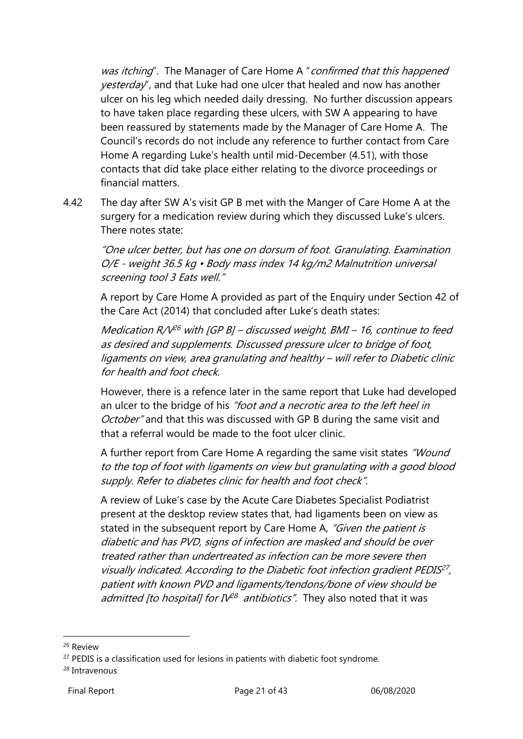*was itching*". The Manager of Care Home A "*confirmed that this happened yesterday*", and that Luke had one ulcer that healed and now has another ulcer on his leg which needed daily dressing. No further discussion appears to have taken place regarding these ulcers, with SW A appearing to have been reassured by statements made by the Manager of Care Home A. The Council's records do not include any reference to further contact from Care Home A regarding Luke's health until mid-December (4.51), with those contacts that did take place either relating to the divorce proceedings or financial matters.

4.42 The day after SW A's visit GP B met with the Manger of Care Home A at the surgery for a medication review during which they discussed Luke's ulcers. There notes state:

> *"One ulcer better, but has one on dorsum of foot. Granulating. Examination O/E - weight 36.5 kg • Body mass index 14 kg/m2 Malnutrition universal screening tool 3 Eats well."*

A report by Care Home A provided as part of the Enquiry under Section 42 of the Care Act (2014) that concluded after Luke's death states:

> *Medication R/V[26] with [GP B] – discussed weight, BMI – 16, continue to feed as desired and supplements. Discussed pressure ulcer to bridge of foot, ligaments on view, area granulating and healthy – will refer to Diabetic clinic for health and foot check.*

However, there is a refence later in the same report that Luke had developed an ulcer to the bridge of his *"foot and a necrotic area to the left heel in October"* and that this was discussed with GP B during the same visit and that a referral would be made to the foot ulcer clinic.

A further report from Care Home A regarding the same visit states *"Wound to the top of foot with ligaments on view but granulating with a good blood supply. Refer to diabetes clinic for health and foot check".*

A review of Luke's case by the Acute Care Diabetes Specialist Podiatrist present at the desktop review states that, had ligaments been on view as stated in the subsequent report by Care Home A, *"Given the patient is diabetic and has PVD, signs of infection are masked and should be over treated rather than undertreated as infection can be more severe then visually indicated. According to the Diabetic foot infection gradient PEDIS[27], patient with known PVD and ligaments/tendons/bone of view should be admitted [to hospital] for IV[28] antibiotics".* They also noted that it was

---

[26] Review

[27] PEDIS is a classification used for lesions in patients with diabetic foot syndrome.

[28] Intravenous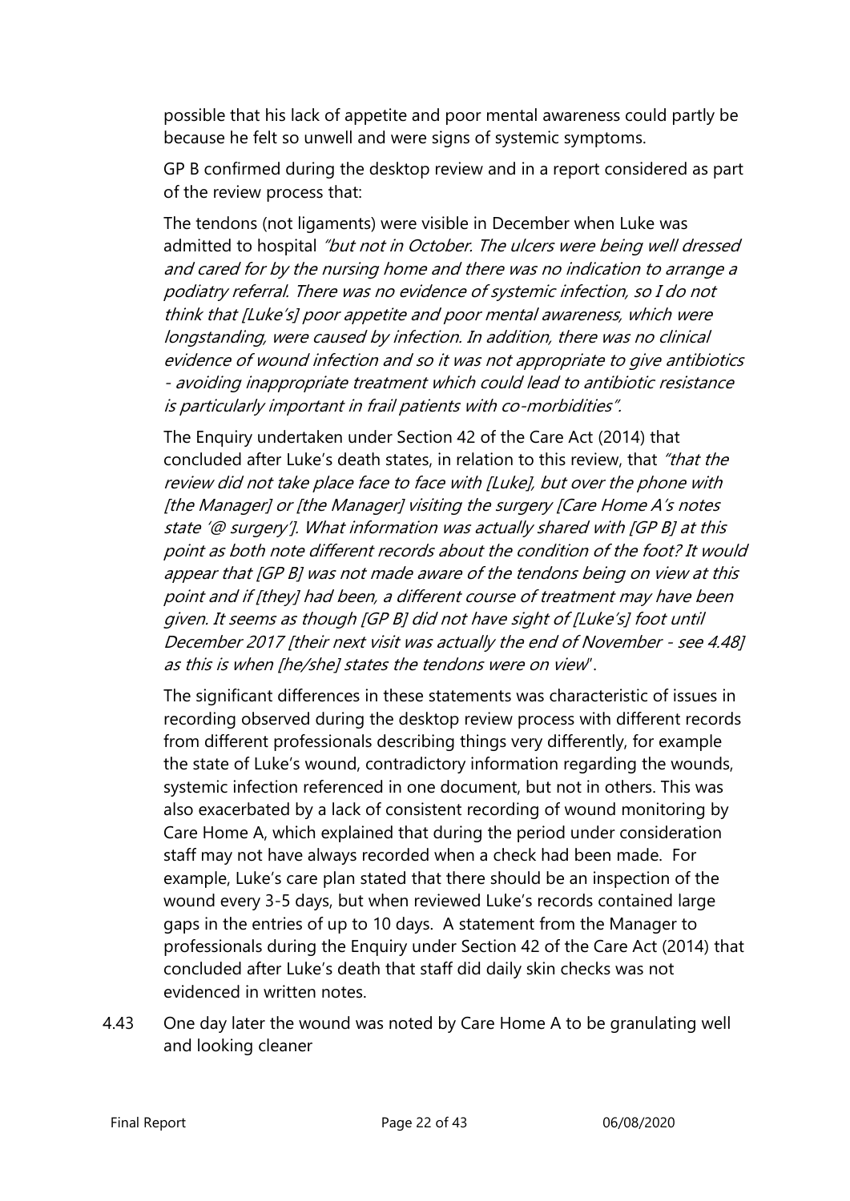possible that his lack of appetite and poor mental awareness could partly be because he felt so unwell and were signs of systemic symptoms.

GP B confirmed during the desktop review and in a report considered as part of the review process that:

The tendons (not ligaments) were visible in December when Luke was admitted to hospital *"but not in October. The ulcers were being well dressed and cared for by the nursing home and there was no indication to arrange a podiatry referral. There was no evidence of systemic infection, so I do not think that [Luke's] poor appetite and poor mental awareness, which were longstanding, were caused by infection. In addition, there was no clinical evidence of wound infection and so it was not appropriate to give antibiotics - avoiding inappropriate treatment which could lead to antibiotic resistance is particularly important in frail patients with co-morbidities".*

The Enquiry undertaken under Section 42 of the Care Act (2014) that concluded after Luke's death states, in relation to this review, that *"that the review did not take place face to face with [Luke], but over the phone with [the Manager] or [the Manager] visiting the surgery [Care Home A's notes state '@ surgery']. What information was actually shared with [GP B] at this point as both note different records about the condition of the foot? It would appear that [GP B] was not made aware of the tendons being on view at this point and if [they] had been, a different course of treatment may have been given. It seems as though [GP B] did not have sight of [Luke's] foot until December 2017 [their next visit was actually the end of November - see 4.48] as this is when [he/she] states the tendons were on view*".

The significant differences in these statements was characteristic of issues in recording observed during the desktop review process with different records from different professionals describing things very differently, for example the state of Luke's wound, contradictory information regarding the wounds, systemic infection referenced in one document, but not in others. This was also exacerbated by a lack of consistent recording of wound monitoring by Care Home A, which explained that during the period under consideration staff may not have always recorded when a check had been made. For example, Luke's care plan stated that there should be an inspection of the wound every 3-5 days, but when reviewed Luke's records contained large gaps in the entries of up to 10 days. A statement from the Manager to professionals during the Enquiry under Section 42 of the Care Act (2014) that concluded after Luke's death that staff did daily skin checks was not evidenced in written notes.

4.43 One day later the wound was noted by Care Home A to be granulating well and looking cleaner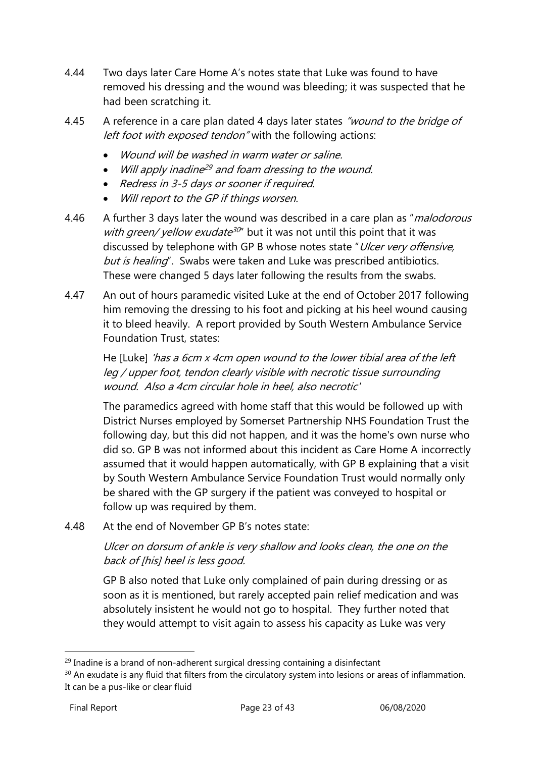4.44 Two days later Care Home A's notes state that Luke was found to have removed his dressing and the wound was bleeding; it was suspected that he had been scratching it.

4.45 A reference in a care plan dated 4 days later states *"wound to the bridge of left foot with exposed tendon"* with the following actions:

- *Wound will be washed in warm water or saline.*
- *Will apply inadine*[29] *and foam dressing to the wound.*
- *Redress in 3-5 days or sooner if required.*
- *Will report to the GP if things worsen.*

4.46 A further 3 days later the wound was described in a care plan as "*malodorous with green/ yellow exudate*[30]" but it was not until this point that it was discussed by telephone with GP B whose notes state "*Ulcer very offensive, but is healing*". Swabs were taken and Luke was prescribed antibiotics. These were changed 5 days later following the results from the swabs.

4.47 An out of hours paramedic visited Luke at the end of October 2017 following him removing the dressing to his foot and picking at his heel wound causing it to bleed heavily. A report provided by South Western Ambulance Service Foundation Trust, states:

He [Luke] *'has a 6cm x 4cm open wound to the lower tibial area of the left leg / upper foot, tendon clearly visible with necrotic tissue surrounding wound. Also a 4cm circular hole in heel, also necrotic'*

The paramedics agreed with home staff that this would be followed up with District Nurses employed by Somerset Partnership NHS Foundation Trust the following day, but this did not happen, and it was the home's own nurse who did so. GP B was not informed about this incident as Care Home A incorrectly assumed that it would happen automatically, with GP B explaining that a visit by South Western Ambulance Service Foundation Trust would normally only be shared with the GP surgery if the patient was conveyed to hospital or follow up was required by them.

4.48 At the end of November GP B's notes state:

*Ulcer on dorsum of ankle is very shallow and looks clean, the one on the back of [his] heel is less good.*

GP B also noted that Luke only complained of pain during dressing or as soon as it is mentioned, but rarely accepted pain relief medication and was absolutely insistent he would not go to hospital. They further noted that they would attempt to visit again to assess his capacity as Luke was very

---

[29] Inadine is a brand of non-adherent surgical dressing containing a disinfectant

[30] An exudate is any fluid that filters from the circulatory system into lesions or areas of inflammation. It can be a pus-like or clear fluid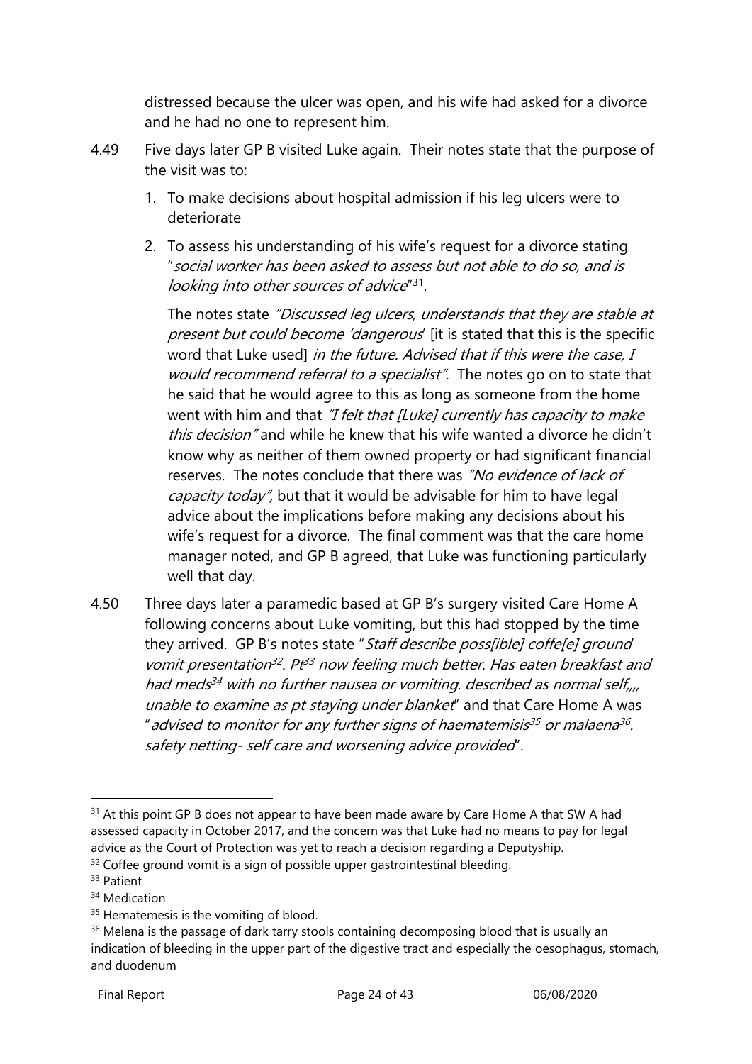distressed because the ulcer was open, and his wife had asked for a divorce and he had no one to represent him.

4.49 Five days later GP B visited Luke again. Their notes state that the purpose of the visit was to:

1. To make decisions about hospital admission if his leg ulcers were to deteriorate
2. To assess his understanding of his wife's request for a divorce stating "*social worker has been asked to assess but not able to do so, and is looking into other sources of advice*"[31].

   The notes state *"Discussed leg ulcers, understands that they are stable at present but could become 'dangerous*' [it is stated that this is the specific word that Luke used] *in the future. Advised that if this were the case, I would recommend referral to a specialist".* The notes go on to state that he said that he would agree to this as long as someone from the home went with him and that *"I felt that [Luke] currently has capacity to make this decision"* and while he knew that his wife wanted a divorce he didn't know why as neither of them owned property or had significant financial reserves. The notes conclude that there was *"No evidence of lack of capacity today",* but that it would be advisable for him to have legal advice about the implications before making any decisions about his wife's request for a divorce. The final comment was that the care home manager noted, and GP B agreed, that Luke was functioning particularly well that day.

4.50 Three days later a paramedic based at GP B's surgery visited Care Home A following concerns about Luke vomiting, but this had stopped by the time they arrived. GP B's notes state "*Staff describe poss[ible] coffe[e] ground vomit presentation*[32]*. Pt*[33] *now feeling much better. Has eaten breakfast and had meds*[34] *with no further nausea or vomiting. described as normal self,,,, unable to examine as pt staying under blanket*" and that Care Home A was "*advised to monitor for any further signs of haematemisis*[35] *or malaena*[36]*. safety netting- self care and worsening advice provided*".

---

[31] At this point GP B does not appear to have been made aware by Care Home A that SW A had assessed capacity in October 2017, and the concern was that Luke had no means to pay for legal advice as the Court of Protection was yet to reach a decision regarding a Deputyship.

[32] Coffee ground vomit is a sign of possible upper gastrointestinal bleeding.

[33] Patient

[34] Medication

[35] Hematemesis is the vomiting of blood.

[36] Melena is the passage of dark tarry stools containing decomposing blood that is usually an indication of bleeding in the upper part of the digestive tract and especially the oesophagus, stomach, and duodenum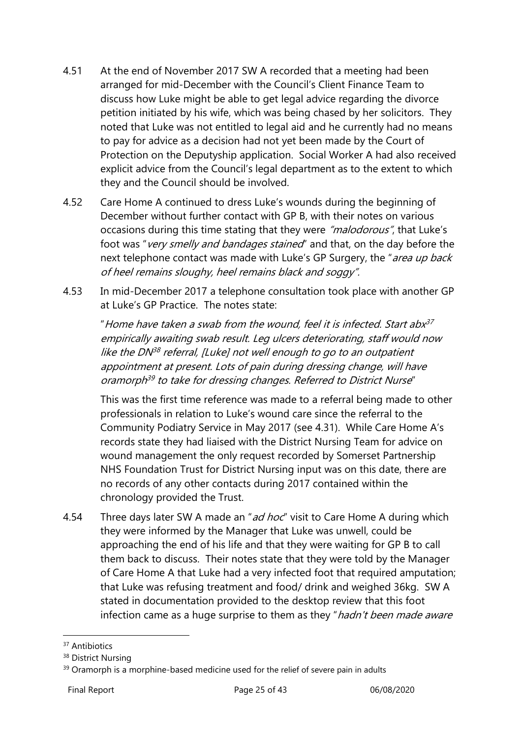4.51 At the end of November 2017 SW A recorded that a meeting had been arranged for mid-December with the Council's Client Finance Team to discuss how Luke might be able to get legal advice regarding the divorce petition initiated by his wife, which was being chased by her solicitors. They noted that Luke was not entitled to legal aid and he currently had no means to pay for advice as a decision had not yet been made by the Court of Protection on the Deputyship application. Social Worker A had also received explicit advice from the Council's legal department as to the extent to which they and the Council should be involved.

4.52 Care Home A continued to dress Luke's wounds during the beginning of December without further contact with GP B, with their notes on various occasions during this time stating that they were *"malodorous"*, that Luke's foot was "*very smelly and bandages stained*" and that, on the day before the next telephone contact was made with Luke's GP Surgery, the "*area up back of heel remains sloughy, heel remains black and soggy"*.

4.53 In mid-December 2017 a telephone consultation took place with another GP at Luke's GP Practice. The notes state:

> "*Home have taken a swab from the wound, feel it is infected. Start abx*[37] *empirically awaiting swab result. Leg ulcers deteriorating, staff would now like the DN*[38] *referral, [Luke] not well enough to go to an outpatient appointment at present. Lots of pain during dressing change, will have oramorph*[39] *to take for dressing changes. Referred to District Nurse*"

This was the first time reference was made to a referral being made to other professionals in relation to Luke's wound care since the referral to the Community Podiatry Service in May 2017 (see 4.31). While Care Home A's records state they had liaised with the District Nursing Team for advice on wound management the only request recorded by Somerset Partnership NHS Foundation Trust for District Nursing input was on this date, there are no records of any other contacts during 2017 contained within the chronology provided the Trust.

4.54 Three days later SW A made an "*ad hoc*" visit to Care Home A during which they were informed by the Manager that Luke was unwell, could be approaching the end of his life and that they were waiting for GP B to call them back to discuss. Their notes state that they were told by the Manager of Care Home A that Luke had a very infected foot that required amputation; that Luke was refusing treatment and food/ drink and weighed 36kg. SW A stated in documentation provided to the desktop review that this foot infection came as a huge surprise to them as they "*hadn't been made aware*

---

[37] Antibiotics

[38] District Nursing

[39] Oramorph is a morphine-based medicine used for the relief of severe pain in adults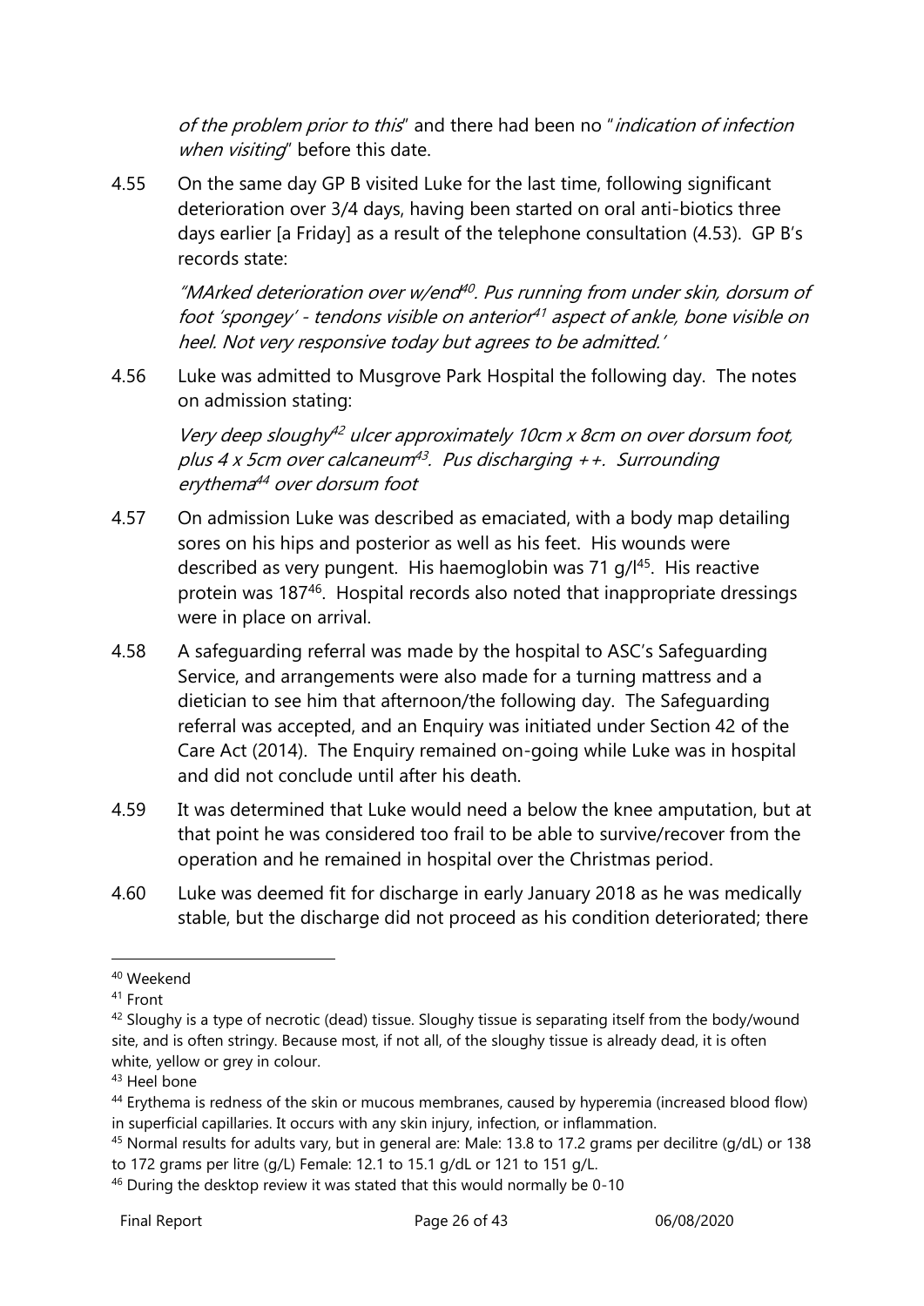*of the problem prior to this*" and there had been no "*indication of infection when visiting*" before this date.

4.55 On the same day GP B visited Luke for the last time, following significant deterioration over 3/4 days, having been started on oral anti-biotics three days earlier [a Friday] as a result of the telephone consultation (4.53). GP B's records state:

> *"MArked deterioration over w/end[40]. Pus running from under skin, dorsum of foot 'spongey' - tendons visible on anterior[41] aspect of ankle, bone visible on heel. Not very responsive today but agrees to be admitted.'*

4.56 Luke was admitted to Musgrove Park Hospital the following day. The notes on admission stating:

> *Very deep sloughy[42] ulcer approximately 10cm x 8cm on over dorsum foot, plus 4 x 5cm over calcaneum[43]. Pus discharging ++. Surrounding erythema[44] over dorsum foot*

4.57 On admission Luke was described as emaciated, with a body map detailing sores on his hips and posterior as well as his feet. His wounds were described as very pungent. His haemoglobin was 71 g/l[45]. His reactive protein was 187[46]. Hospital records also noted that inappropriate dressings were in place on arrival.

4.58 A safeguarding referral was made by the hospital to ASC's Safeguarding Service, and arrangements were also made for a turning mattress and a dietician to see him that afternoon/the following day. The Safeguarding referral was accepted, and an Enquiry was initiated under Section 42 of the Care Act (2014). The Enquiry remained on-going while Luke was in hospital and did not conclude until after his death.

4.59 It was determined that Luke would need a below the knee amputation, but at that point he was considered too frail to be able to survive/recover from the operation and he remained in hospital over the Christmas period.

4.60 Luke was deemed fit for discharge in early January 2018 as he was medically stable, but the discharge did not proceed as his condition deteriorated; there

---

[40] Weekend

[41] Front

[42] Sloughy is a type of necrotic (dead) tissue. Sloughy tissue is separating itself from the body/wound site, and is often stringy. Because most, if not all, of the sloughy tissue is already dead, it is often white, yellow or grey in colour.

[43] Heel bone

[44] Erythema is redness of the skin or mucous membranes, caused by hyperemia (increased blood flow) in superficial capillaries. It occurs with any skin injury, infection, or inflammation.

[45] Normal results for adults vary, but in general are: Male: 13.8 to 17.2 grams per decilitre (g/dL) or 138 to 172 grams per litre (g/L) Female: 12.1 to 15.1 g/dL or 121 to 151 g/L.

[46] During the desktop review it was stated that this would normally be 0-10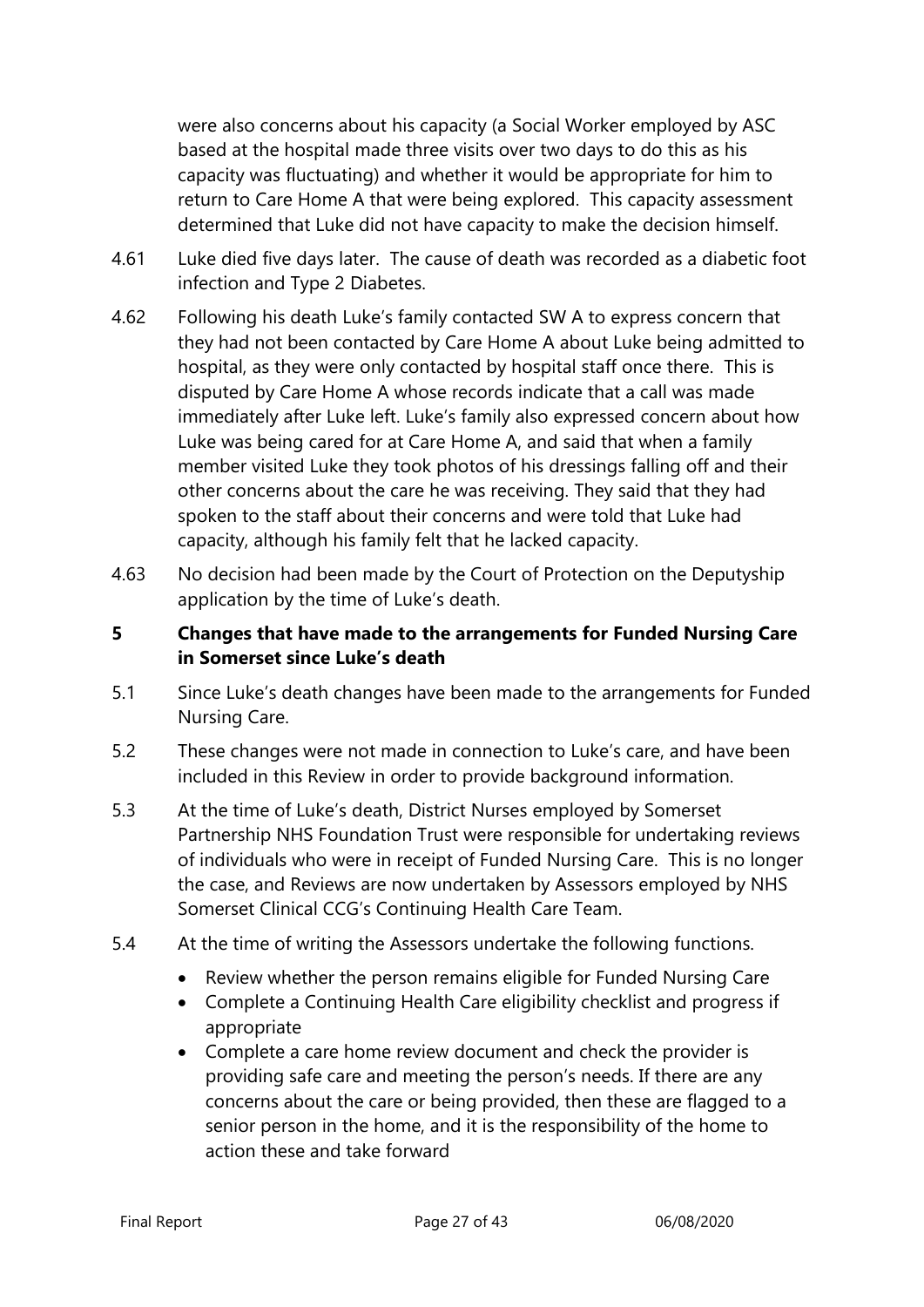were also concerns about his capacity (a Social Worker employed by ASC based at the hospital made three visits over two days to do this as his capacity was fluctuating) and whether it would be appropriate for him to return to Care Home A that were being explored. This capacity assessment determined that Luke did not have capacity to make the decision himself.

4.61 Luke died five days later. The cause of death was recorded as a diabetic foot infection and Type 2 Diabetes.

4.62 Following his death Luke's family contacted SW A to express concern that they had not been contacted by Care Home A about Luke being admitted to hospital, as they were only contacted by hospital staff once there. This is disputed by Care Home A whose records indicate that a call was made immediately after Luke left. Luke's family also expressed concern about how Luke was being cared for at Care Home A, and said that when a family member visited Luke they took photos of his dressings falling off and their other concerns about the care he was receiving. They said that they had spoken to the staff about their concerns and were told that Luke had capacity, although his family felt that he lacked capacity.

4.63 No decision had been made by the Court of Protection on the Deputyship application by the time of Luke's death.

## 5 Changes that have made to the arrangements for Funded Nursing Care in Somerset since Luke's death

5.1 Since Luke's death changes have been made to the arrangements for Funded Nursing Care.

5.2 These changes were not made in connection to Luke's care, and have been included in this Review in order to provide background information.

5.3 At the time of Luke's death, District Nurses employed by Somerset Partnership NHS Foundation Trust were responsible for undertaking reviews of individuals who were in receipt of Funded Nursing Care. This is no longer the case, and Reviews are now undertaken by Assessors employed by NHS Somerset Clinical CCG's Continuing Health Care Team.

5.4 At the time of writing the Assessors undertake the following functions.

- Review whether the person remains eligible for Funded Nursing Care
- Complete a Continuing Health Care eligibility checklist and progress if appropriate
- Complete a care home review document and check the provider is providing safe care and meeting the person's needs. If there are any concerns about the care or being provided, then these are flagged to a senior person in the home, and it is the responsibility of the home to action these and take forward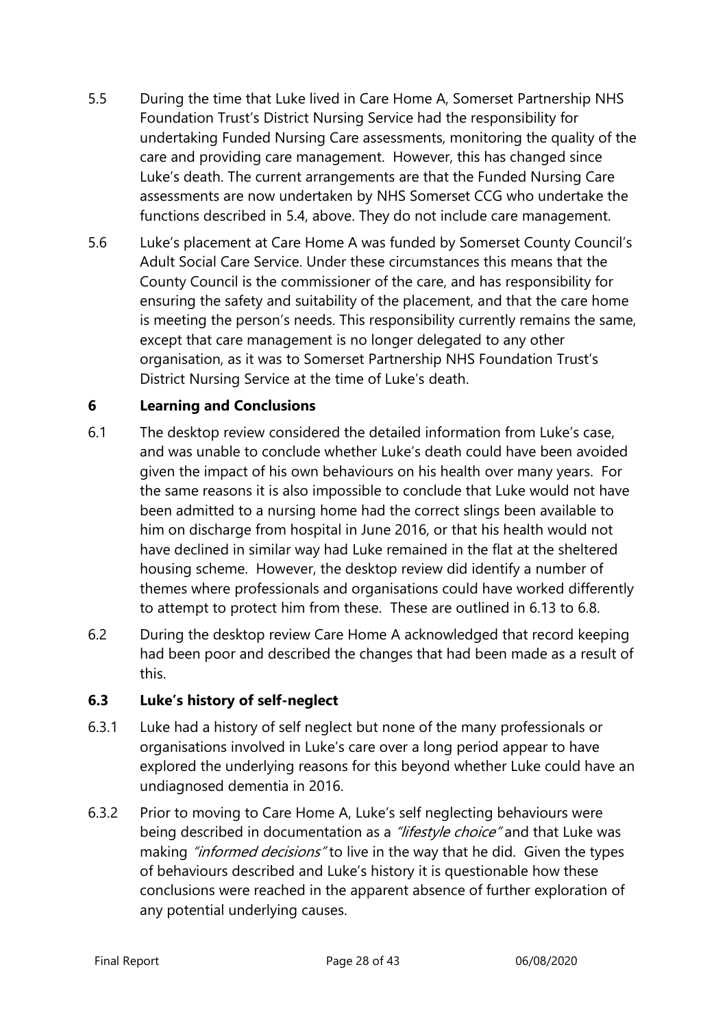5.5 During the time that Luke lived in Care Home A, Somerset Partnership NHS Foundation Trust's District Nursing Service had the responsibility for undertaking Funded Nursing Care assessments, monitoring the quality of the care and providing care management. However, this has changed since Luke's death. The current arrangements are that the Funded Nursing Care assessments are now undertaken by NHS Somerset CCG who undertake the functions described in 5.4, above. They do not include care management.

5.6 Luke's placement at Care Home A was funded by Somerset County Council's Adult Social Care Service. Under these circumstances this means that the County Council is the commissioner of the care, and has responsibility for ensuring the safety and suitability of the placement, and that the care home is meeting the person's needs. This responsibility currently remains the same, except that care management is no longer delegated to any other organisation, as it was to Somerset Partnership NHS Foundation Trust's District Nursing Service at the time of Luke's death.

## 6 Learning and Conclusions

6.1 The desktop review considered the detailed information from Luke's case, and was unable to conclude whether Luke's death could have been avoided given the impact of his own behaviours on his health over many years. For the same reasons it is also impossible to conclude that Luke would not have been admitted to a nursing home had the correct slings been available to him on discharge from hospital in June 2016, or that his health would not have declined in similar way had Luke remained in the flat at the sheltered housing scheme. However, the desktop review did identify a number of themes where professionals and organisations could have worked differently to attempt to protect him from these. These are outlined in 6.13 to 6.8.

6.2 During the desktop review Care Home A acknowledged that record keeping had been poor and described the changes that had been made as a result of this.

### 6.3 Luke's history of self-neglect

6.3.1 Luke had a history of self neglect but none of the many professionals or organisations involved in Luke's care over a long period appear to have explored the underlying reasons for this beyond whether Luke could have an undiagnosed dementia in 2016.

6.3.2 Prior to moving to Care Home A, Luke's self neglecting behaviours were being described in documentation as a *"lifestyle choice"* and that Luke was making *"informed decisions"* to live in the way that he did. Given the types of behaviours described and Luke's history it is questionable how these conclusions were reached in the apparent absence of further exploration of any potential underlying causes.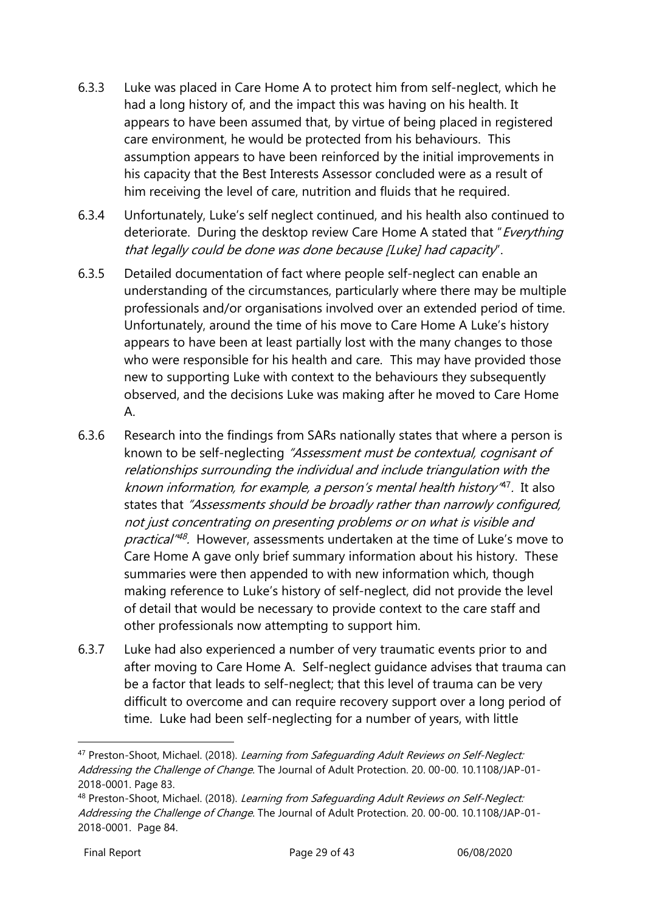6.3.3 Luke was placed in Care Home A to protect him from self-neglect, which he had a long history of, and the impact this was having on his health. It appears to have been assumed that, by virtue of being placed in registered care environment, he would be protected from his behaviours. This assumption appears to have been reinforced by the initial improvements in his capacity that the Best Interests Assessor concluded were as a result of him receiving the level of care, nutrition and fluids that he required.

6.3.4 Unfortunately, Luke's self neglect continued, and his health also continued to deteriorate. During the desktop review Care Home A stated that "*Everything that legally could be done was done because [Luke] had capacity*".

6.3.5 Detailed documentation of fact where people self-neglect can enable an understanding of the circumstances, particularly where there may be multiple professionals and/or organisations involved over an extended period of time. Unfortunately, around the time of his move to Care Home A Luke's history appears to have been at least partially lost with the many changes to those who were responsible for his health and care. This may have provided those new to supporting Luke with context to the behaviours they subsequently observed, and the decisions Luke was making after he moved to Care Home A.

6.3.6 Research into the findings from SARs nationally states that where a person is known to be self-neglecting *"Assessment must be contextual, cognisant of relationships surrounding the individual and include triangulation with the known information, for example, a person's mental health history"*[47]. It also states that *"Assessments should be broadly rather than narrowly configured, not just concentrating on presenting problems or on what is visible and practical"*[48]. However, assessments undertaken at the time of Luke's move to Care Home A gave only brief summary information about his history. These summaries were then appended to with new information which, though making reference to Luke's history of self-neglect, did not provide the level of detail that would be necessary to provide context to the care staff and other professionals now attempting to support him.

6.3.7 Luke had also experienced a number of very traumatic events prior to and after moving to Care Home A. Self-neglect guidance advises that trauma can be a factor that leads to self-neglect; that this level of trauma can be very difficult to overcome and can require recovery support over a long period of time. Luke had been self-neglecting for a number of years, with little

---

[47] Preston-Shoot, Michael. (2018). *Learning from Safeguarding Adult Reviews on Self-Neglect: Addressing the Challenge of Change*. The Journal of Adult Protection. 20. 00-00. 10.1108/JAP-01-2018-0001. Page 83.

[48] Preston-Shoot, Michael. (2018). *Learning from Safeguarding Adult Reviews on Self-Neglect: Addressing the Challenge of Change*. The Journal of Adult Protection. 20. 00-00. 10.1108/JAP-01-2018-0001. Page 84.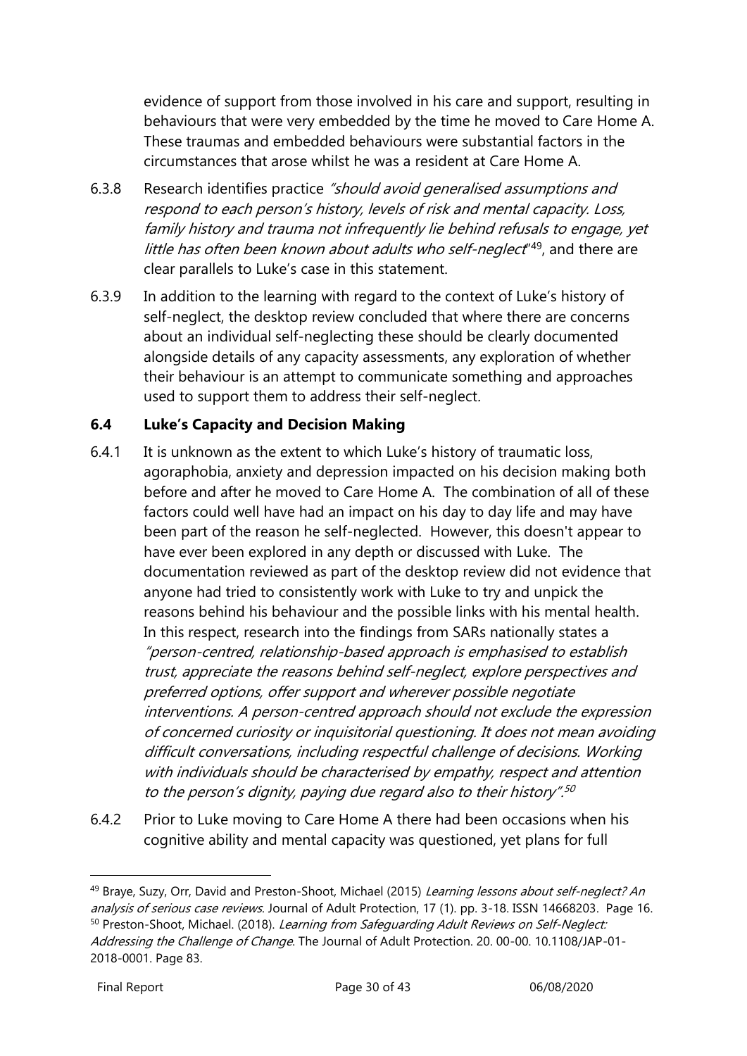evidence of support from those involved in his care and support, resulting in behaviours that were very embedded by the time he moved to Care Home A. These traumas and embedded behaviours were substantial factors in the circumstances that arose whilst he was a resident at Care Home A.

6.3.8 Research identifies practice *"should avoid generalised assumptions and respond to each person's history, levels of risk and mental capacity. Loss, family history and trauma not infrequently lie behind refusals to engage, yet little has often been known about adults who self-neglect*"[49], and there are clear parallels to Luke's case in this statement.

6.3.9 In addition to the learning with regard to the context of Luke's history of self-neglect, the desktop review concluded that where there are concerns about an individual self-neglecting these should be clearly documented alongside details of any capacity assessments, any exploration of whether their behaviour is an attempt to communicate something and approaches used to support them to address their self-neglect.

### 6.4 Luke's Capacity and Decision Making

6.4.1 It is unknown as the extent to which Luke's history of traumatic loss, agoraphobia, anxiety and depression impacted on his decision making both before and after he moved to Care Home A. The combination of all of these factors could well have had an impact on his day to day life and may have been part of the reason he self-neglected. However, this doesn't appear to have ever been explored in any depth or discussed with Luke. The documentation reviewed as part of the desktop review did not evidence that anyone had tried to consistently work with Luke to try and unpick the reasons behind his behaviour and the possible links with his mental health. In this respect, research into the findings from SARs nationally states a *"person-centred, relationship-based approach is emphasised to establish trust, appreciate the reasons behind self-neglect, explore perspectives and preferred options, offer support and wherever possible negotiate interventions. A person-centred approach should not exclude the expression of concerned curiosity or inquisitorial questioning. It does not mean avoiding difficult conversations, including respectful challenge of decisions. Working with individuals should be characterised by empathy, respect and attention to the person's dignity, paying due regard also to their history".*[50]

6.4.2 Prior to Luke moving to Care Home A there had been occasions when his cognitive ability and mental capacity was questioned, yet plans for full

---

[49] Braye, Suzy, Orr, David and Preston-Shoot, Michael (2015) *Learning lessons about self-neglect? An analysis of serious case reviews*. Journal of Adult Protection, 17 (1). pp. 3-18. ISSN 14668203. Page 16.

[50] Preston-Shoot, Michael. (2018). *Learning from Safeguarding Adult Reviews on Self-Neglect: Addressing the Challenge of Change*. The Journal of Adult Protection. 20. 00-00. 10.1108/JAP-01-2018-0001. Page 83.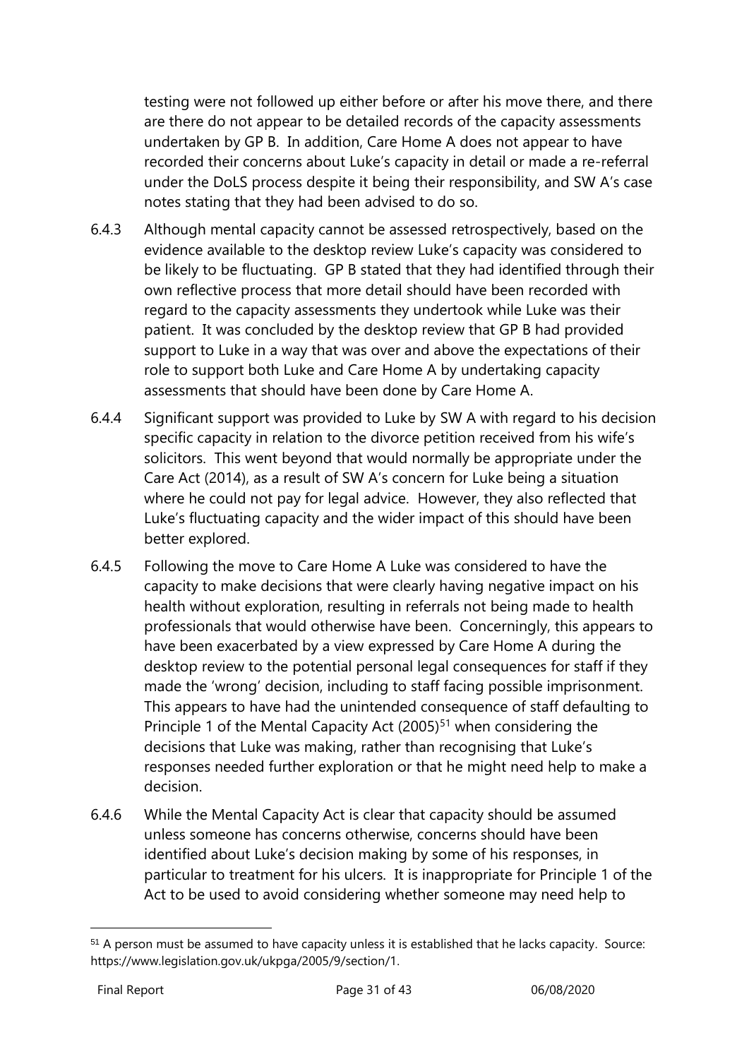testing were not followed up either before or after his move there, and there are there do not appear to be detailed records of the capacity assessments undertaken by GP B. In addition, Care Home A does not appear to have recorded their concerns about Luke's capacity in detail or made a re-referral under the DoLS process despite it being their responsibility, and SW A's case notes stating that they had been advised to do so.

6.4.3 Although mental capacity cannot be assessed retrospectively, based on the evidence available to the desktop review Luke's capacity was considered to be likely to be fluctuating. GP B stated that they had identified through their own reflective process that more detail should have been recorded with regard to the capacity assessments they undertook while Luke was their patient. It was concluded by the desktop review that GP B had provided support to Luke in a way that was over and above the expectations of their role to support both Luke and Care Home A by undertaking capacity assessments that should have been done by Care Home A.

6.4.4 Significant support was provided to Luke by SW A with regard to his decision specific capacity in relation to the divorce petition received from his wife's solicitors. This went beyond that would normally be appropriate under the Care Act (2014), as a result of SW A's concern for Luke being a situation where he could not pay for legal advice. However, they also reflected that Luke's fluctuating capacity and the wider impact of this should have been better explored.

6.4.5 Following the move to Care Home A Luke was considered to have the capacity to make decisions that were clearly having negative impact on his health without exploration, resulting in referrals not being made to health professionals that would otherwise have been. Concerningly, this appears to have been exacerbated by a view expressed by Care Home A during the desktop review to the potential personal legal consequences for staff if they made the 'wrong' decision, including to staff facing possible imprisonment. This appears to have had the unintended consequence of staff defaulting to Principle 1 of the Mental Capacity Act (2005)[51] when considering the decisions that Luke was making, rather than recognising that Luke's responses needed further exploration or that he might need help to make a decision.

6.4.6 While the Mental Capacity Act is clear that capacity should be assumed unless someone has concerns otherwise, concerns should have been identified about Luke's decision making by some of his responses, in particular to treatment for his ulcers. It is inappropriate for Principle 1 of the Act to be used to avoid considering whether someone may need help to

[51] A person must be assumed to have capacity unless it is established that he lacks capacity. Source: https://www.legislation.gov.uk/ukpga/2005/9/section/1.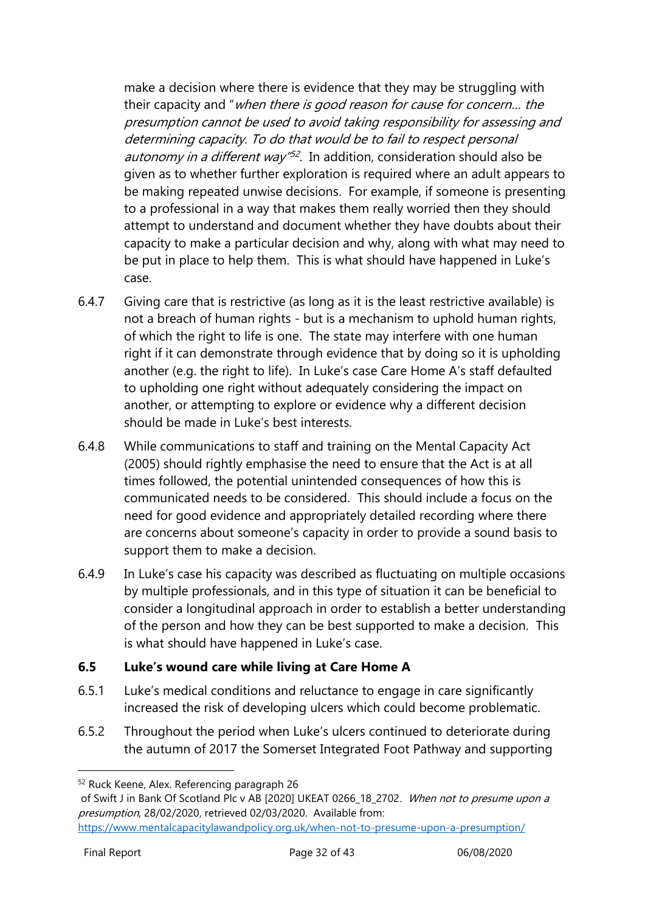make a decision where there is evidence that they may be struggling with their capacity and "*when there is good reason for cause for concern… the presumption cannot be used to avoid taking responsibility for assessing and determining capacity. To do that would be to fail to respect personal autonomy in a different way*"[52]. In addition, consideration should also be given as to whether further exploration is required where an adult appears to be making repeated unwise decisions. For example, if someone is presenting to a professional in a way that makes them really worried then they should attempt to understand and document whether they have doubts about their capacity to make a particular decision and why, along with what may need to be put in place to help them. This is what should have happened in Luke's case.

6.4.7 Giving care that is restrictive (as long as it is the least restrictive available) is not a breach of human rights - but is a mechanism to uphold human rights, of which the right to life is one. The state may interfere with one human right if it can demonstrate through evidence that by doing so it is upholding another (e.g. the right to life). In Luke's case Care Home A's staff defaulted to upholding one right without adequately considering the impact on another, or attempting to explore or evidence why a different decision should be made in Luke's best interests.

6.4.8 While communications to staff and training on the Mental Capacity Act (2005) should rightly emphasise the need to ensure that the Act is at all times followed, the potential unintended consequences of how this is communicated needs to be considered. This should include a focus on the need for good evidence and appropriately detailed recording where there are concerns about someone's capacity in order to provide a sound basis to support them to make a decision.

6.4.9 In Luke's case his capacity was described as fluctuating on multiple occasions by multiple professionals, and in this type of situation it can be beneficial to consider a longitudinal approach in order to establish a better understanding of the person and how they can be best supported to make a decision. This is what should have happened in Luke's case.

### 6.5 Luke's wound care while living at Care Home A

6.5.1 Luke's medical conditions and reluctance to engage in care significantly increased the risk of developing ulcers which could become problematic.

6.5.2 Throughout the period when Luke's ulcers continued to deteriorate during the autumn of 2017 the Somerset Integrated Foot Pathway and supporting

---

[52] Ruck Keene, Alex. Referencing paragraph 26 of Swift J in Bank Of Scotland Plc v AB [2020] UKEAT 0266_18_2702. *When not to presume upon a presumption*, 28/02/2020, retrieved 02/03/2020. Available from: https://www.mentalcapacitylawandpolicy.org.uk/when-not-to-presume-upon-a-presumption/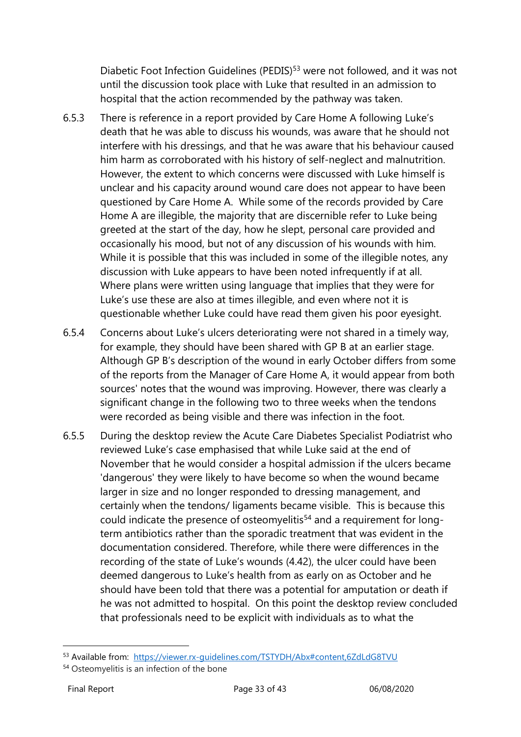Diabetic Foot Infection Guidelines (PEDIS)[53] were not followed, and it was not until the discussion took place with Luke that resulted in an admission to hospital that the action recommended by the pathway was taken.

6.5.3 There is reference in a report provided by Care Home A following Luke's death that he was able to discuss his wounds, was aware that he should not interfere with his dressings, and that he was aware that his behaviour caused him harm as corroborated with his history of self-neglect and malnutrition. However, the extent to which concerns were discussed with Luke himself is unclear and his capacity around wound care does not appear to have been questioned by Care Home A. While some of the records provided by Care Home A are illegible, the majority that are discernible refer to Luke being greeted at the start of the day, how he slept, personal care provided and occasionally his mood, but not of any discussion of his wounds with him. While it is possible that this was included in some of the illegible notes, any discussion with Luke appears to have been noted infrequently if at all. Where plans were written using language that implies that they were for Luke's use these are also at times illegible, and even where not it is questionable whether Luke could have read them given his poor eyesight.

6.5.4 Concerns about Luke's ulcers deteriorating were not shared in a timely way, for example, they should have been shared with GP B at an earlier stage. Although GP B's description of the wound in early October differs from some of the reports from the Manager of Care Home A, it would appear from both sources' notes that the wound was improving. However, there was clearly a significant change in the following two to three weeks when the tendons were recorded as being visible and there was infection in the foot.

6.5.5 During the desktop review the Acute Care Diabetes Specialist Podiatrist who reviewed Luke's case emphasised that while Luke said at the end of November that he would consider a hospital admission if the ulcers became 'dangerous' they were likely to have become so when the wound became larger in size and no longer responded to dressing management, and certainly when the tendons/ ligaments became visible. This is because this could indicate the presence of osteomyelitis[54] and a requirement for long-term antibiotics rather than the sporadic treatment that was evident in the documentation considered. Therefore, while there were differences in the recording of the state of Luke's wounds (4.42), the ulcer could have been deemed dangerous to Luke's health from as early on as October and he should have been told that there was a potential for amputation or death if he was not admitted to hospital. On this point the desktop review concluded that professionals need to be explicit with individuals as to what the

[53] Available from: https://viewer.rx-guidelines.com/TSTYDH/Abx#content,6ZdLdG8TVU

[54] Osteomyelitis is an infection of the bone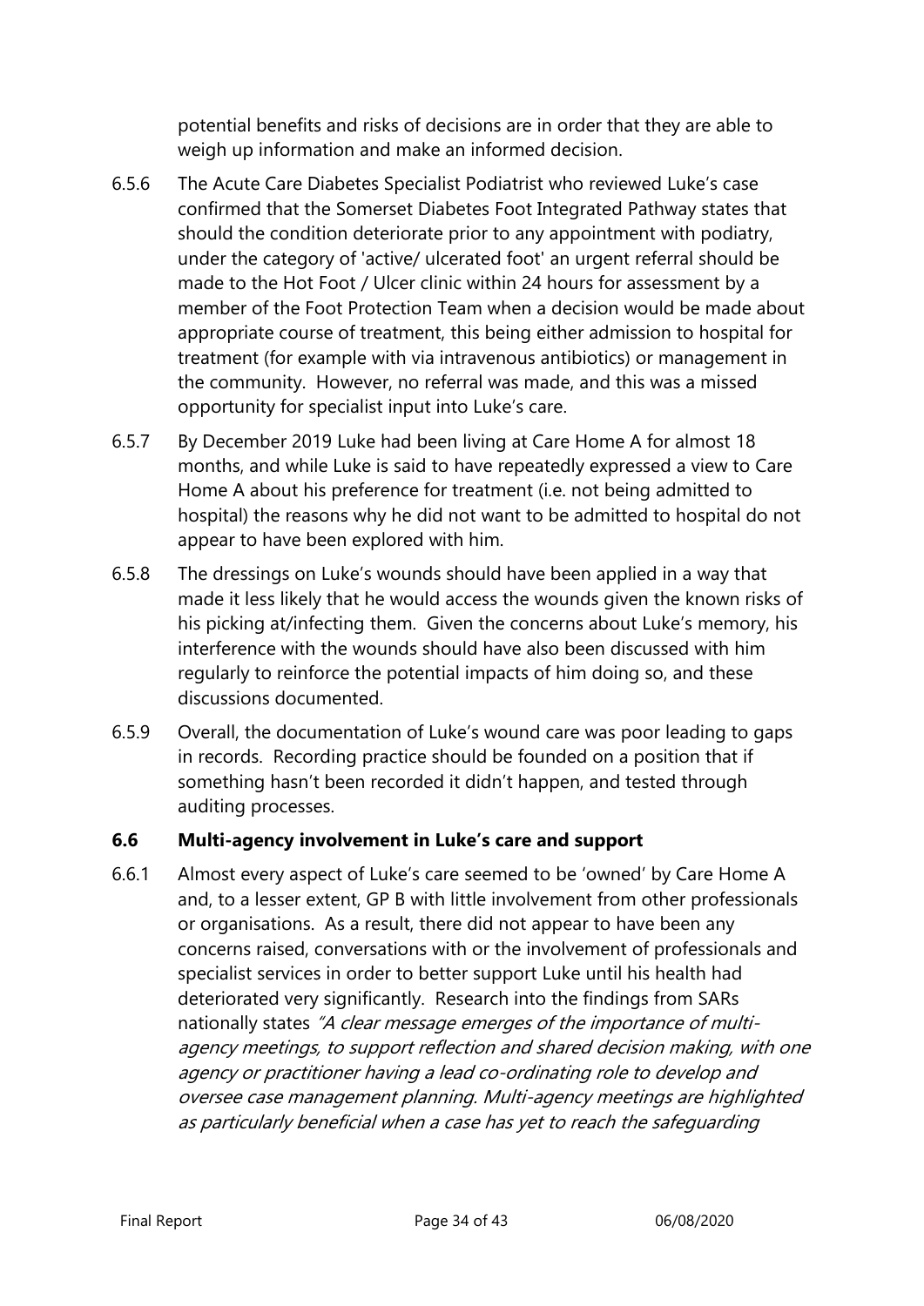potential benefits and risks of decisions are in order that they are able to weigh up information and make an informed decision.

6.5.6 The Acute Care Diabetes Specialist Podiatrist who reviewed Luke's case confirmed that the Somerset Diabetes Foot Integrated Pathway states that should the condition deteriorate prior to any appointment with podiatry, under the category of 'active/ ulcerated foot' an urgent referral should be made to the Hot Foot / Ulcer clinic within 24 hours for assessment by a member of the Foot Protection Team when a decision would be made about appropriate course of treatment, this being either admission to hospital for treatment (for example with via intravenous antibiotics) or management in the community. However, no referral was made, and this was a missed opportunity for specialist input into Luke's care.

6.5.7 By December 2019 Luke had been living at Care Home A for almost 18 months, and while Luke is said to have repeatedly expressed a view to Care Home A about his preference for treatment (i.e. not being admitted to hospital) the reasons why he did not want to be admitted to hospital do not appear to have been explored with him.

6.5.8 The dressings on Luke's wounds should have been applied in a way that made it less likely that he would access the wounds given the known risks of his picking at/infecting them. Given the concerns about Luke's memory, his interference with the wounds should have also been discussed with him regularly to reinforce the potential impacts of him doing so, and these discussions documented.

6.5.9 Overall, the documentation of Luke's wound care was poor leading to gaps in records. Recording practice should be founded on a position that if something hasn't been recorded it didn't happen, and tested through auditing processes.

### 6.6 Multi-agency involvement in Luke's care and support

6.6.1 Almost every aspect of Luke's care seemed to be 'owned' by Care Home A and, to a lesser extent, GP B with little involvement from other professionals or organisations. As a result, there did not appear to have been any concerns raised, conversations with or the involvement of professionals and specialist services in order to better support Luke until his health had deteriorated very significantly. Research into the findings from SARs nationally states *"A clear message emerges of the importance of multi-agency meetings, to support reflection and shared decision making, with one agency or practitioner having a lead co-ordinating role to develop and oversee case management planning. Multi-agency meetings are highlighted as particularly beneficial when a case has yet to reach the safeguarding*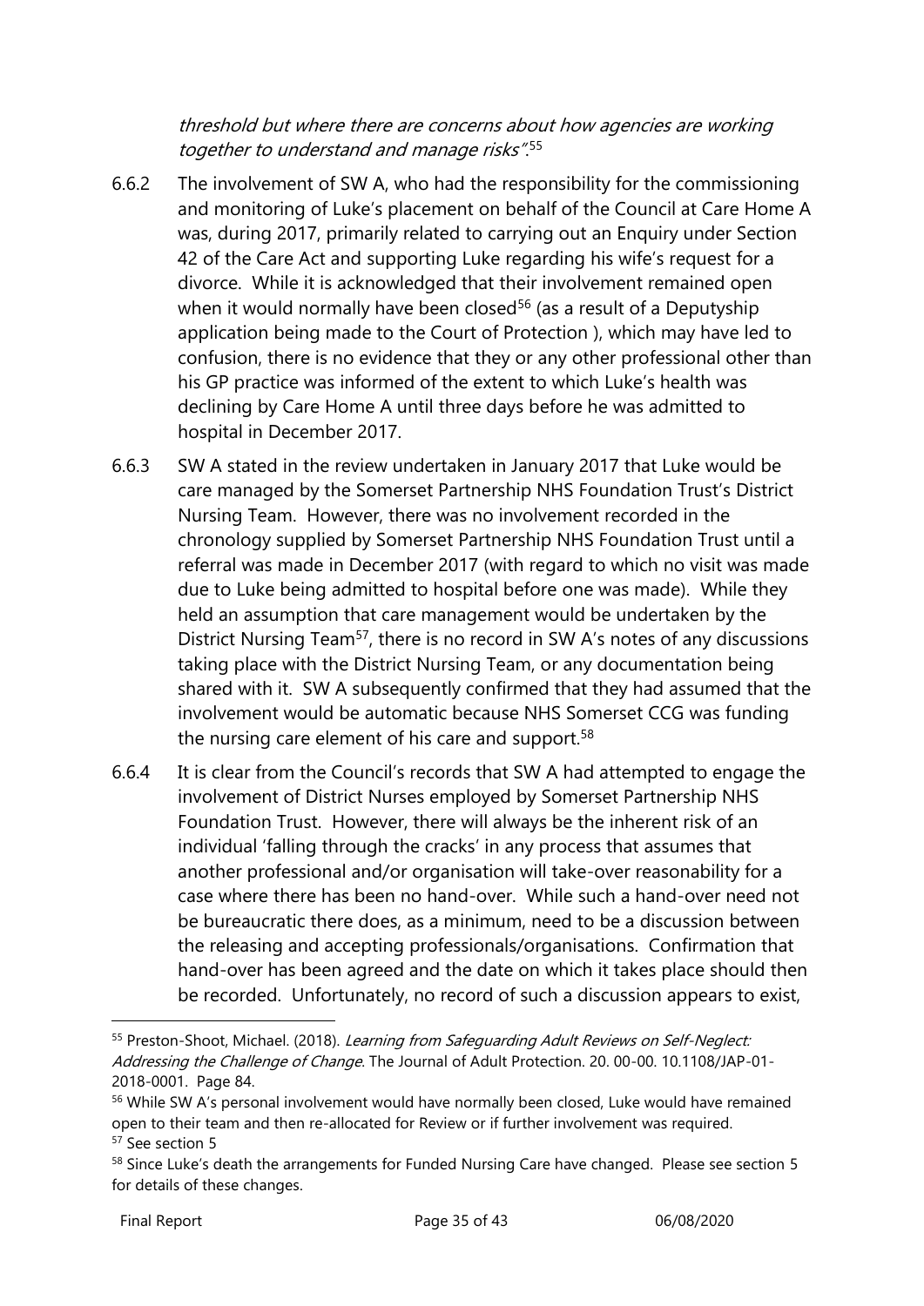*threshold but where there are concerns about how agencies are working together to understand and manage risks"*.[55]

6.6.2 The involvement of SW A, who had the responsibility for the commissioning and monitoring of Luke's placement on behalf of the Council at Care Home A was, during 2017, primarily related to carrying out an Enquiry under Section 42 of the Care Act and supporting Luke regarding his wife's request for a divorce. While it is acknowledged that their involvement remained open when it would normally have been closed[56] (as a result of a Deputyship application being made to the Court of Protection ), which may have led to confusion, there is no evidence that they or any other professional other than his GP practice was informed of the extent to which Luke's health was declining by Care Home A until three days before he was admitted to hospital in December 2017.

6.6.3 SW A stated in the review undertaken in January 2017 that Luke would be care managed by the Somerset Partnership NHS Foundation Trust's District Nursing Team. However, there was no involvement recorded in the chronology supplied by Somerset Partnership NHS Foundation Trust until a referral was made in December 2017 (with regard to which no visit was made due to Luke being admitted to hospital before one was made). While they held an assumption that care management would be undertaken by the District Nursing Team[57], there is no record in SW A's notes of any discussions taking place with the District Nursing Team, or any documentation being shared with it. SW A subsequently confirmed that they had assumed that the involvement would be automatic because NHS Somerset CCG was funding the nursing care element of his care and support.[58]

6.6.4 It is clear from the Council's records that SW A had attempted to engage the involvement of District Nurses employed by Somerset Partnership NHS Foundation Trust. However, there will always be the inherent risk of an individual 'falling through the cracks' in any process that assumes that another professional and/or organisation will take-over reasonability for a case where there has been no hand-over. While such a hand-over need not be bureaucratic there does, as a minimum, need to be a discussion between the releasing and accepting professionals/organisations. Confirmation that hand-over has been agreed and the date on which it takes place should then be recorded. Unfortunately, no record of such a discussion appears to exist,

---

[55] Preston-Shoot, Michael. (2018). *Learning from Safeguarding Adult Reviews on Self-Neglect: Addressing the Challenge of Change*. The Journal of Adult Protection. 20. 00-00. 10.1108/JAP-01-2018-0001. Page 84.

[56] While SW A's personal involvement would have normally been closed, Luke would have remained open to their team and then re-allocated for Review or if further involvement was required.

[57] See section 5

[58] Since Luke's death the arrangements for Funded Nursing Care have changed. Please see section 5 for details of these changes.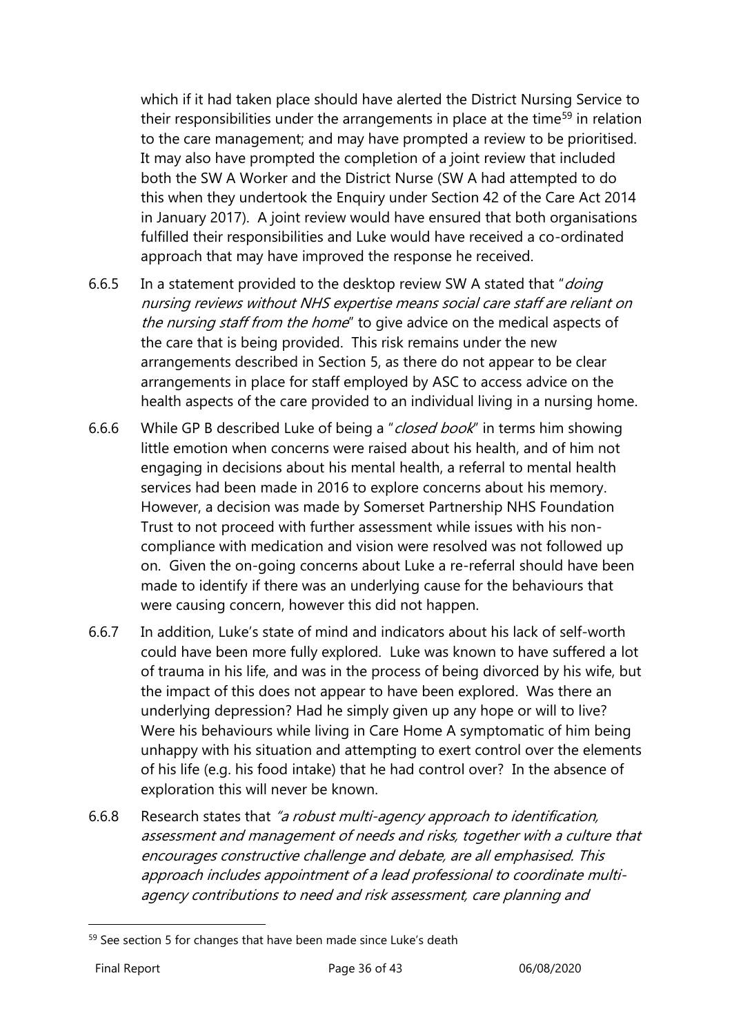which if it had taken place should have alerted the District Nursing Service to their responsibilities under the arrangements in place at the time[59] in relation to the care management; and may have prompted a review to be prioritised. It may also have prompted the completion of a joint review that included both the SW A Worker and the District Nurse (SW A had attempted to do this when they undertook the Enquiry under Section 42 of the Care Act 2014 in January 2017). A joint review would have ensured that both organisations fulfilled their responsibilities and Luke would have received a co-ordinated approach that may have improved the response he received.

6.6.5 In a statement provided to the desktop review SW A stated that "*doing nursing reviews without NHS expertise means social care staff are reliant on the nursing staff from the home*" to give advice on the medical aspects of the care that is being provided. This risk remains under the new arrangements described in Section 5, as there do not appear to be clear arrangements in place for staff employed by ASC to access advice on the health aspects of the care provided to an individual living in a nursing home.

6.6.6 While GP B described Luke of being a "*closed book*" in terms him showing little emotion when concerns were raised about his health, and of him not engaging in decisions about his mental health, a referral to mental health services had been made in 2016 to explore concerns about his memory. However, a decision was made by Somerset Partnership NHS Foundation Trust to not proceed with further assessment while issues with his non-compliance with medication and vision were resolved was not followed up on. Given the on-going concerns about Luke a re-referral should have been made to identify if there was an underlying cause for the behaviours that were causing concern, however this did not happen.

6.6.7 In addition, Luke's state of mind and indicators about his lack of self-worth could have been more fully explored. Luke was known to have suffered a lot of trauma in his life, and was in the process of being divorced by his wife, but the impact of this does not appear to have been explored. Was there an underlying depression? Had he simply given up any hope or will to live? Were his behaviours while living in Care Home A symptomatic of him being unhappy with his situation and attempting to exert control over the elements of his life (e.g. his food intake) that he had control over? In the absence of exploration this will never be known.

6.6.8 Research states that *"a robust multi-agency approach to identification, assessment and management of needs and risks, together with a culture that encourages constructive challenge and debate, are all emphasised. This approach includes appointment of a lead professional to coordinate multi-agency contributions to need and risk assessment, care planning and*

---

[59] See section 5 for changes that have been made since Luke's death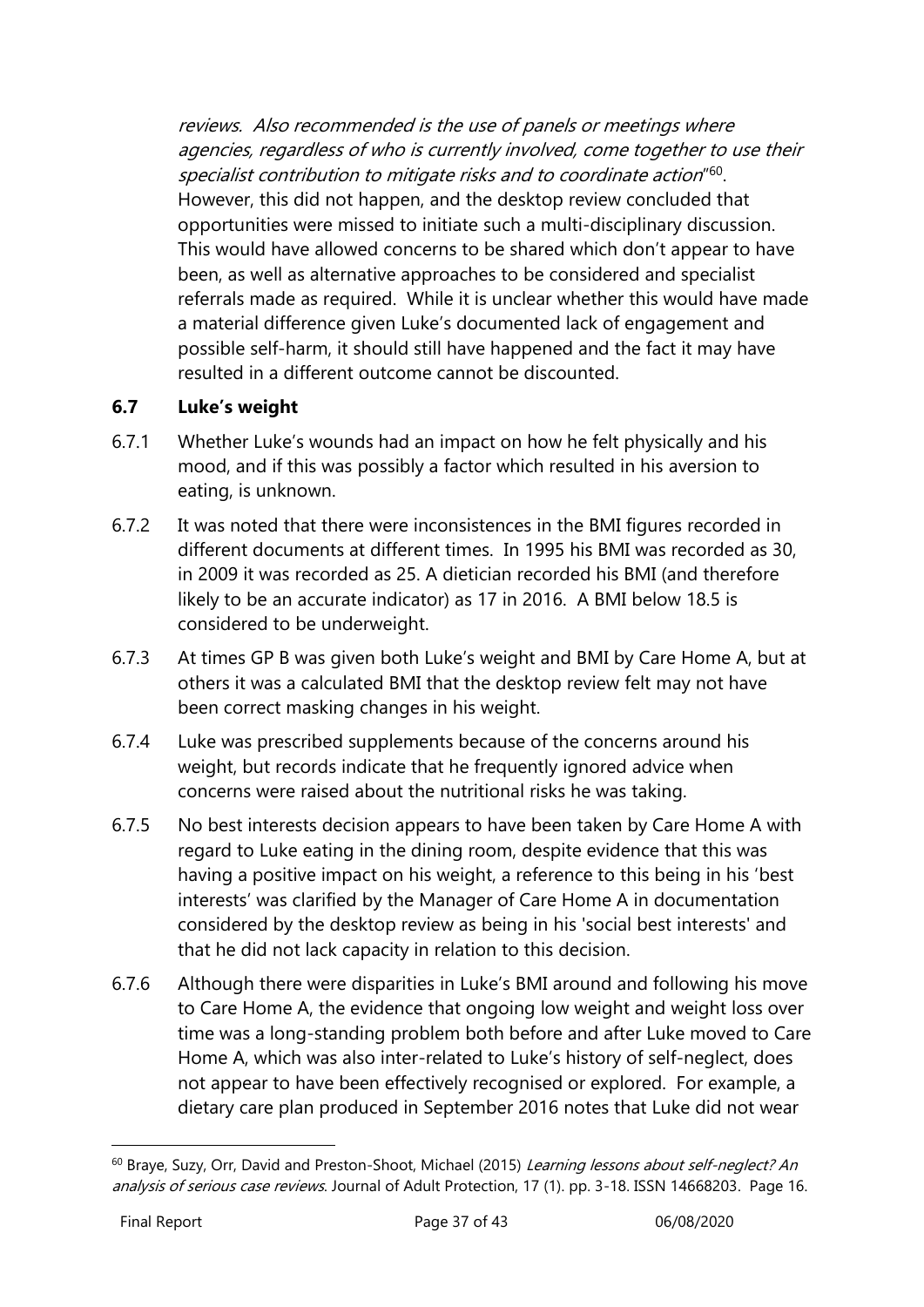*reviews. Also recommended is the use of panels or meetings where agencies, regardless of who is currently involved, come together to use their specialist contribution to mitigate risks and to coordinate action*"[60]. However, this did not happen, and the desktop review concluded that opportunities were missed to initiate such a multi-disciplinary discussion. This would have allowed concerns to be shared which don't appear to have been, as well as alternative approaches to be considered and specialist referrals made as required. While it is unclear whether this would have made a material difference given Luke's documented lack of engagement and possible self-harm, it should still have happened and the fact it may have resulted in a different outcome cannot be discounted.

## 6.7 Luke's weight

6.7.1 Whether Luke's wounds had an impact on how he felt physically and his mood, and if this was possibly a factor which resulted in his aversion to eating, is unknown.

6.7.2 It was noted that there were inconsistences in the BMI figures recorded in different documents at different times. In 1995 his BMI was recorded as 30, in 2009 it was recorded as 25. A dietician recorded his BMI (and therefore likely to be an accurate indicator) as 17 in 2016. A BMI below 18.5 is considered to be underweight.

6.7.3 At times GP B was given both Luke's weight and BMI by Care Home A, but at others it was a calculated BMI that the desktop review felt may not have been correct masking changes in his weight.

6.7.4 Luke was prescribed supplements because of the concerns around his weight, but records indicate that he frequently ignored advice when concerns were raised about the nutritional risks he was taking.

6.7.5 No best interests decision appears to have been taken by Care Home A with regard to Luke eating in the dining room, despite evidence that this was having a positive impact on his weight, a reference to this being in his 'best interests' was clarified by the Manager of Care Home A in documentation considered by the desktop review as being in his 'social best interests' and that he did not lack capacity in relation to this decision.

6.7.6 Although there were disparities in Luke's BMI around and following his move to Care Home A, the evidence that ongoing low weight and weight loss over time was a long-standing problem both before and after Luke moved to Care Home A, which was also inter-related to Luke's history of self-neglect, does not appear to have been effectively recognised or explored. For example, a dietary care plan produced in September 2016 notes that Luke did not wear

---

[60] Braye, Suzy, Orr, David and Preston-Shoot, Michael (2015) *Learning lessons about self-neglect? An analysis of serious case reviews*. Journal of Adult Protection, 17 (1). pp. 3-18. ISSN 14668203. Page 16.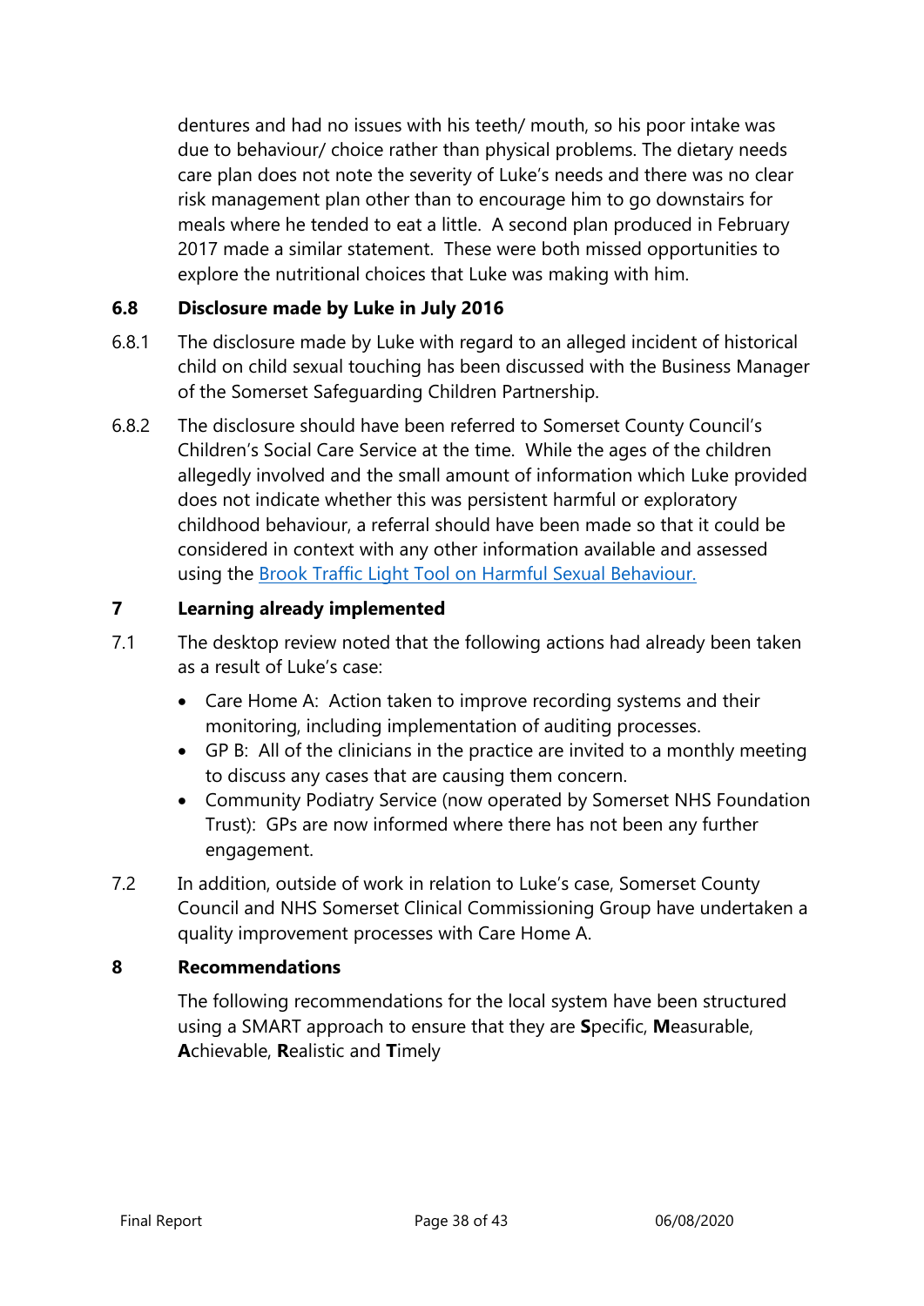dentures and had no issues with his teeth/ mouth, so his poor intake was due to behaviour/ choice rather than physical problems. The dietary needs care plan does not note the severity of Luke's needs and there was no clear risk management plan other than to encourage him to go downstairs for meals where he tended to eat a little. A second plan produced in February 2017 made a similar statement. These were both missed opportunities to explore the nutritional choices that Luke was making with him.

### 6.8 Disclosure made by Luke in July 2016

6.8.1 The disclosure made by Luke with regard to an alleged incident of historical child on child sexual touching has been discussed with the Business Manager of the Somerset Safeguarding Children Partnership.

6.8.2 The disclosure should have been referred to Somerset County Council's Children's Social Care Service at the time. While the ages of the children allegedly involved and the small amount of information which Luke provided does not indicate whether this was persistent harmful or exploratory childhood behaviour, a referral should have been made so that it could be considered in context with any other information available and assessed using the Brook Traffic Light Tool on Harmful Sexual Behaviour.

## 7 Learning already implemented

7.1 The desktop review noted that the following actions had already been taken as a result of Luke's case:

- Care Home A: Action taken to improve recording systems and their monitoring, including implementation of auditing processes.
- GP B: All of the clinicians in the practice are invited to a monthly meeting to discuss any cases that are causing them concern.
- Community Podiatry Service (now operated by Somerset NHS Foundation Trust): GPs are now informed where there has not been any further engagement.

7.2 In addition, outside of work in relation to Luke's case, Somerset County Council and NHS Somerset Clinical Commissioning Group have undertaken a quality improvement processes with Care Home A.

## 8 Recommendations

The following recommendations for the local system have been structured using a SMART approach to ensure that they are **S**pecific, **M**easurable, **A**chievable, **R**ealistic and **T**imely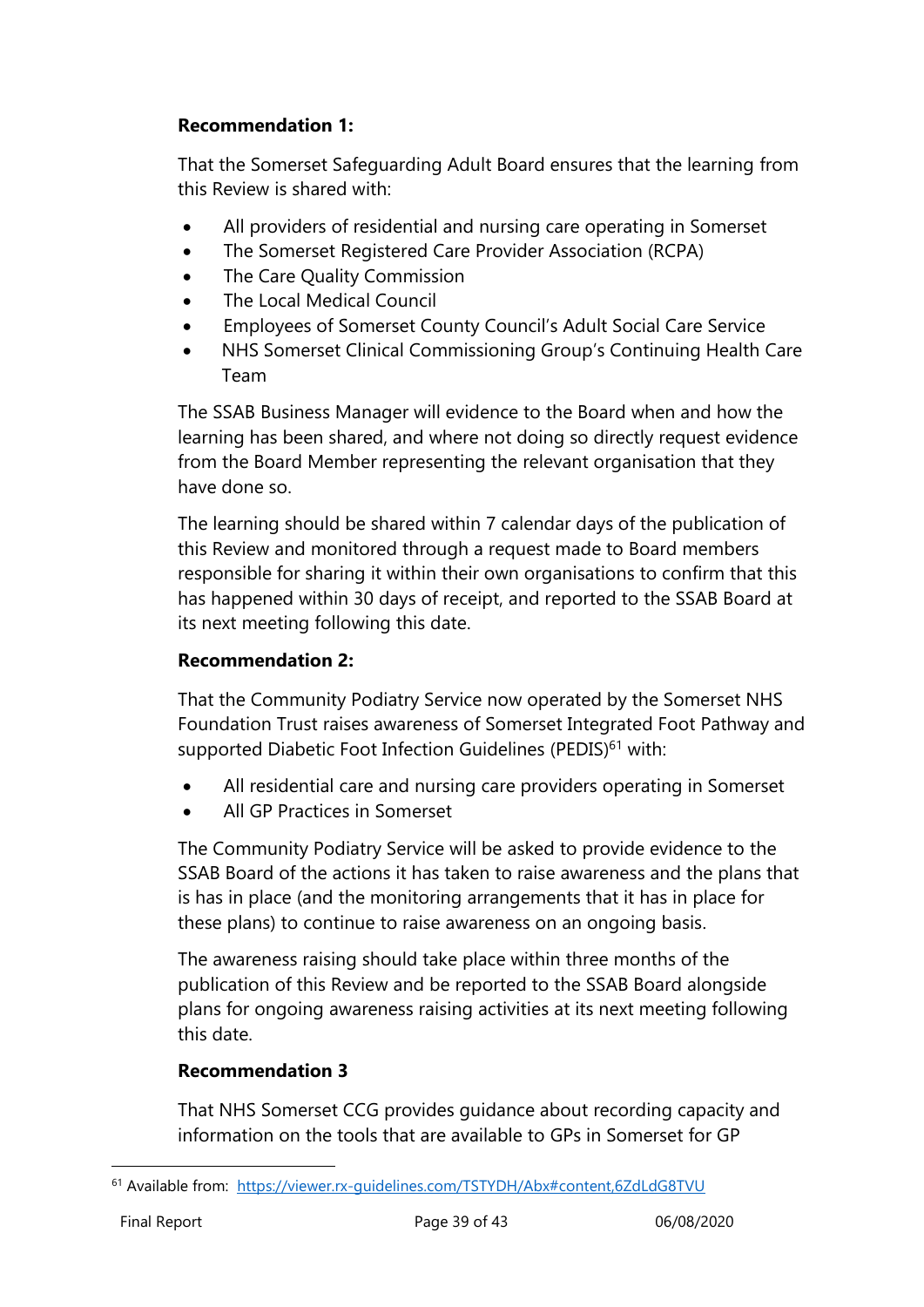**Recommendation 1:**

That the Somerset Safeguarding Adult Board ensures that the learning from this Review is shared with:

- All providers of residential and nursing care operating in Somerset
- The Somerset Registered Care Provider Association (RCPA)
- The Care Quality Commission
- The Local Medical Council
- Employees of Somerset County Council's Adult Social Care Service
- NHS Somerset Clinical Commissioning Group's Continuing Health Care Team

The SSAB Business Manager will evidence to the Board when and how the learning has been shared, and where not doing so directly request evidence from the Board Member representing the relevant organisation that they have done so.

The learning should be shared within 7 calendar days of the publication of this Review and monitored through a request made to Board members responsible for sharing it within their own organisations to confirm that this has happened within 30 days of receipt, and reported to the SSAB Board at its next meeting following this date.

**Recommendation 2:**

That the Community Podiatry Service now operated by the Somerset NHS Foundation Trust raises awareness of Somerset Integrated Foot Pathway and supported Diabetic Foot Infection Guidelines (PEDIS)[61] with:

- All residential care and nursing care providers operating in Somerset
- All GP Practices in Somerset

The Community Podiatry Service will be asked to provide evidence to the SSAB Board of the actions it has taken to raise awareness and the plans that is has in place (and the monitoring arrangements that it has in place for these plans) to continue to raise awareness on an ongoing basis.

The awareness raising should take place within three months of the publication of this Review and be reported to the SSAB Board alongside plans for ongoing awareness raising activities at its next meeting following this date.

**Recommendation 3**

That NHS Somerset CCG provides guidance about recording capacity and information on the tools that are available to GPs in Somerset for GP

---

[61] Available from: https://viewer.rx-guidelines.com/TSTYDH/Abx#content,6ZdLdG8TVU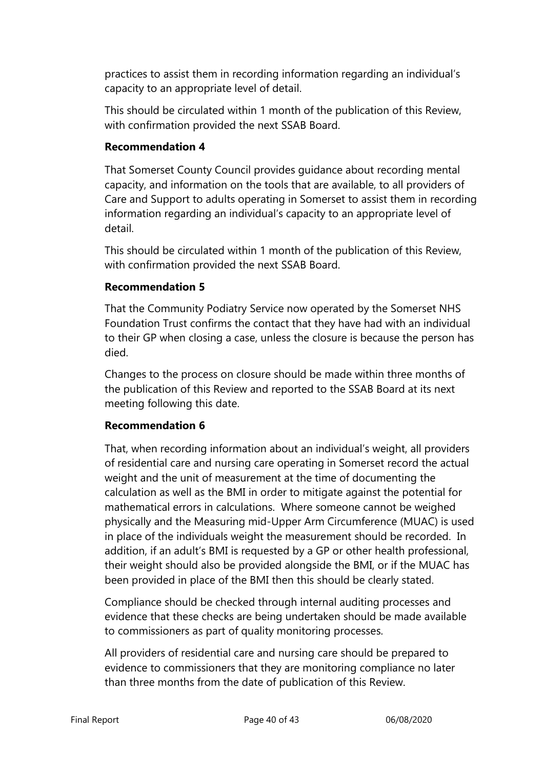practices to assist them in recording information regarding an individual's capacity to an appropriate level of detail.

This should be circulated within 1 month of the publication of this Review, with confirmation provided the next SSAB Board.

**Recommendation 4**

That Somerset County Council provides guidance about recording mental capacity, and information on the tools that are available, to all providers of Care and Support to adults operating in Somerset to assist them in recording information regarding an individual's capacity to an appropriate level of detail.

This should be circulated within 1 month of the publication of this Review, with confirmation provided the next SSAB Board.

**Recommendation 5**

That the Community Podiatry Service now operated by the Somerset NHS Foundation Trust confirms the contact that they have had with an individual to their GP when closing a case, unless the closure is because the person has died.

Changes to the process on closure should be made within three months of the publication of this Review and reported to the SSAB Board at its next meeting following this date.

**Recommendation 6**

That, when recording information about an individual's weight, all providers of residential care and nursing care operating in Somerset record the actual weight and the unit of measurement at the time of documenting the calculation as well as the BMI in order to mitigate against the potential for mathematical errors in calculations. Where someone cannot be weighed physically and the Measuring mid-Upper Arm Circumference (MUAC) is used in place of the individuals weight the measurement should be recorded. In addition, if an adult's BMI is requested by a GP or other health professional, their weight should also be provided alongside the BMI, or if the MUAC has been provided in place of the BMI then this should be clearly stated.

Compliance should be checked through internal auditing processes and evidence that these checks are being undertaken should be made available to commissioners as part of quality monitoring processes.

All providers of residential care and nursing care should be prepared to evidence to commissioners that they are monitoring compliance no later than three months from the date of publication of this Review.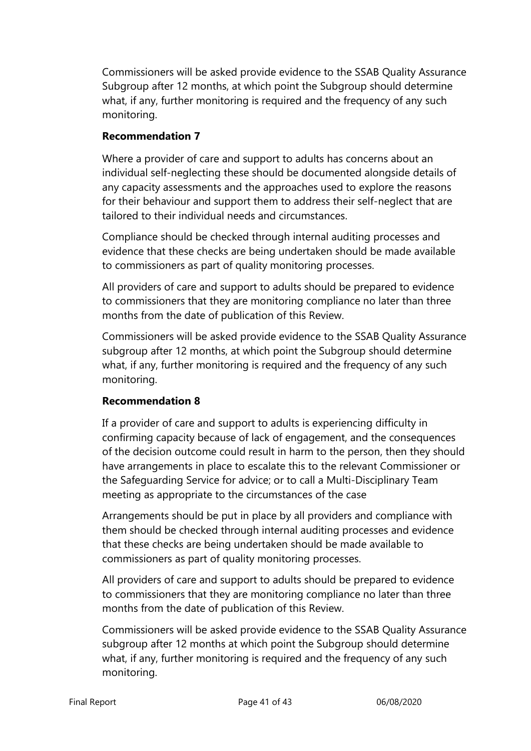Commissioners will be asked provide evidence to the SSAB Quality Assurance Subgroup after 12 months, at which point the Subgroup should determine what, if any, further monitoring is required and the frequency of any such monitoring.

**Recommendation 7**

Where a provider of care and support to adults has concerns about an individual self-neglecting these should be documented alongside details of any capacity assessments and the approaches used to explore the reasons for their behaviour and support them to address their self-neglect that are tailored to their individual needs and circumstances.

Compliance should be checked through internal auditing processes and evidence that these checks are being undertaken should be made available to commissioners as part of quality monitoring processes.

All providers of care and support to adults should be prepared to evidence to commissioners that they are monitoring compliance no later than three months from the date of publication of this Review.

Commissioners will be asked provide evidence to the SSAB Quality Assurance subgroup after 12 months, at which point the Subgroup should determine what, if any, further monitoring is required and the frequency of any such monitoring.

**Recommendation 8**

If a provider of care and support to adults is experiencing difficulty in confirming capacity because of lack of engagement, and the consequences of the decision outcome could result in harm to the person, then they should have arrangements in place to escalate this to the relevant Commissioner or the Safeguarding Service for advice; or to call a Multi-Disciplinary Team meeting as appropriate to the circumstances of the case

Arrangements should be put in place by all providers and compliance with them should be checked through internal auditing processes and evidence that these checks are being undertaken should be made available to commissioners as part of quality monitoring processes.

All providers of care and support to adults should be prepared to evidence to commissioners that they are monitoring compliance no later than three months from the date of publication of this Review.

Commissioners will be asked provide evidence to the SSAB Quality Assurance subgroup after 12 months at which point the Subgroup should determine what, if any, further monitoring is required and the frequency of any such monitoring.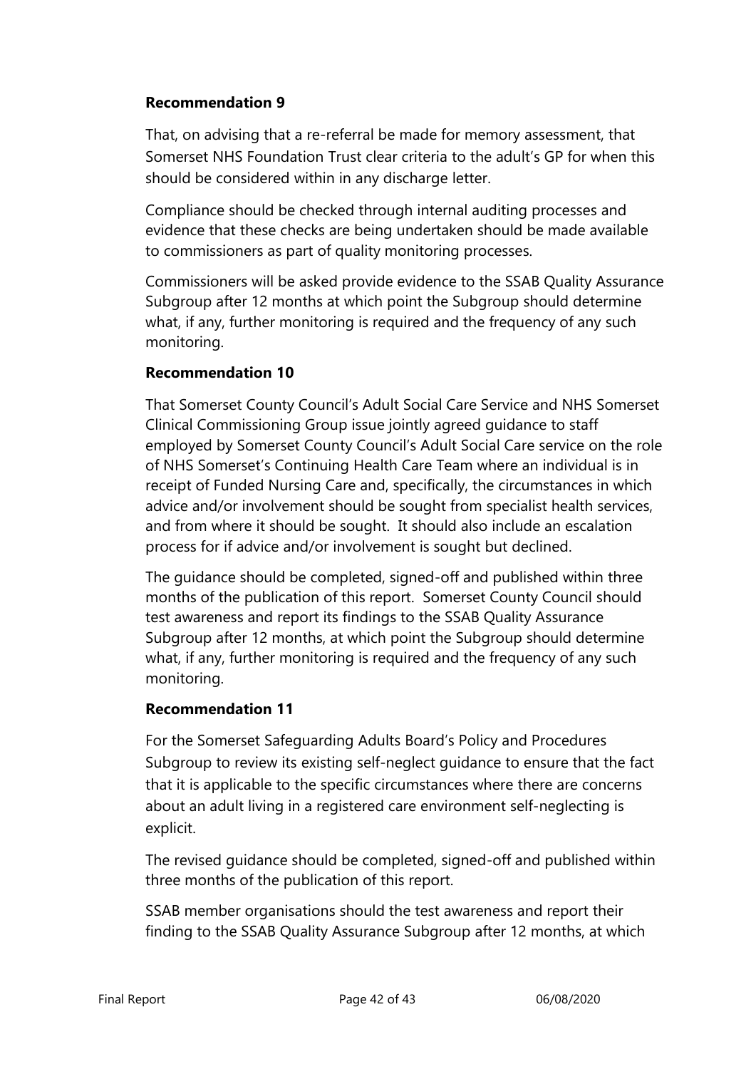**Recommendation 9**

That, on advising that a re-referral be made for memory assessment, that Somerset NHS Foundation Trust clear criteria to the adult's GP for when this should be considered within in any discharge letter.

Compliance should be checked through internal auditing processes and evidence that these checks are being undertaken should be made available to commissioners as part of quality monitoring processes.

Commissioners will be asked provide evidence to the SSAB Quality Assurance Subgroup after 12 months at which point the Subgroup should determine what, if any, further monitoring is required and the frequency of any such monitoring.

**Recommendation 10**

That Somerset County Council's Adult Social Care Service and NHS Somerset Clinical Commissioning Group issue jointly agreed guidance to staff employed by Somerset County Council's Adult Social Care service on the role of NHS Somerset's Continuing Health Care Team where an individual is in receipt of Funded Nursing Care and, specifically, the circumstances in which advice and/or involvement should be sought from specialist health services, and from where it should be sought. It should also include an escalation process for if advice and/or involvement is sought but declined.

The guidance should be completed, signed-off and published within three months of the publication of this report. Somerset County Council should test awareness and report its findings to the SSAB Quality Assurance Subgroup after 12 months, at which point the Subgroup should determine what, if any, further monitoring is required and the frequency of any such monitoring.

**Recommendation 11**

For the Somerset Safeguarding Adults Board's Policy and Procedures Subgroup to review its existing self-neglect guidance to ensure that the fact that it is applicable to the specific circumstances where there are concerns about an adult living in a registered care environment self-neglecting is explicit.

The revised guidance should be completed, signed-off and published within three months of the publication of this report.

SSAB member organisations should the test awareness and report their finding to the SSAB Quality Assurance Subgroup after 12 months, at which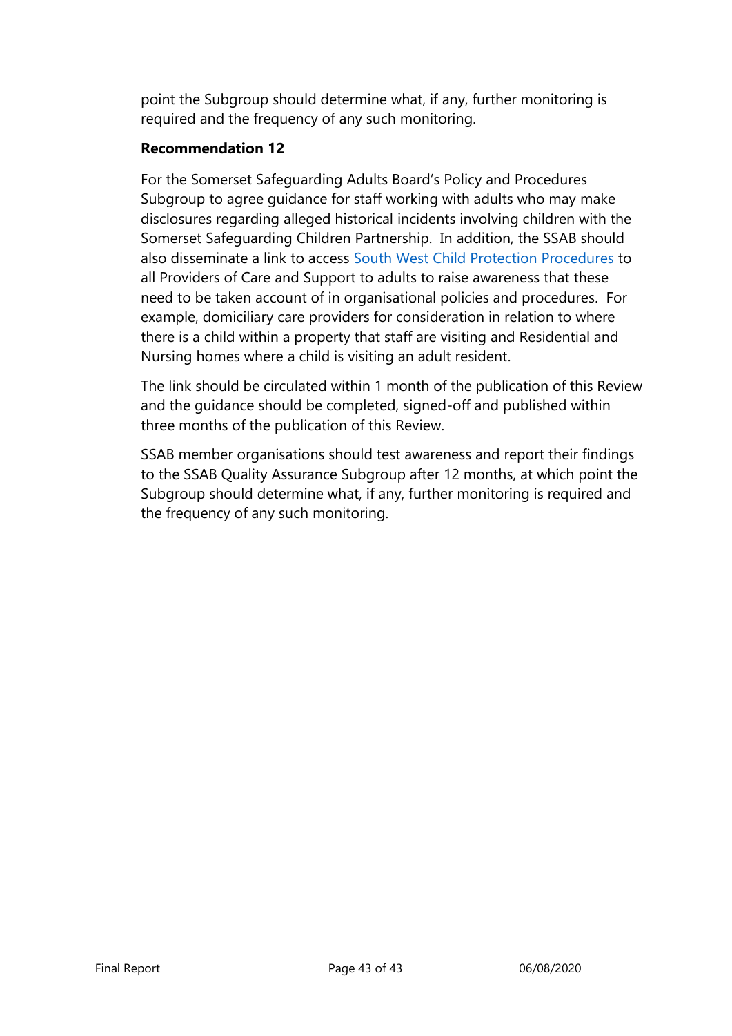point the Subgroup should determine what, if any, further monitoring is required and the frequency of any such monitoring.

**Recommendation 12**

For the Somerset Safeguarding Adults Board's Policy and Procedures Subgroup to agree guidance for staff working with adults who may make disclosures regarding alleged historical incidents involving children with the Somerset Safeguarding Children Partnership. In addition, the SSAB should also disseminate a link to access South West Child Protection Procedures to all Providers of Care and Support to adults to raise awareness that these need to be taken account of in organisational policies and procedures. For example, domiciliary care providers for consideration in relation to where there is a child within a property that staff are visiting and Residential and Nursing homes where a child is visiting an adult resident.

The link should be circulated within 1 month of the publication of this Review and the guidance should be completed, signed-off and published within three months of the publication of this Review.

SSAB member organisations should test awareness and report their findings to the SSAB Quality Assurance Subgroup after 12 months, at which point the Subgroup should determine what, if any, further monitoring is required and the frequency of any such monitoring.